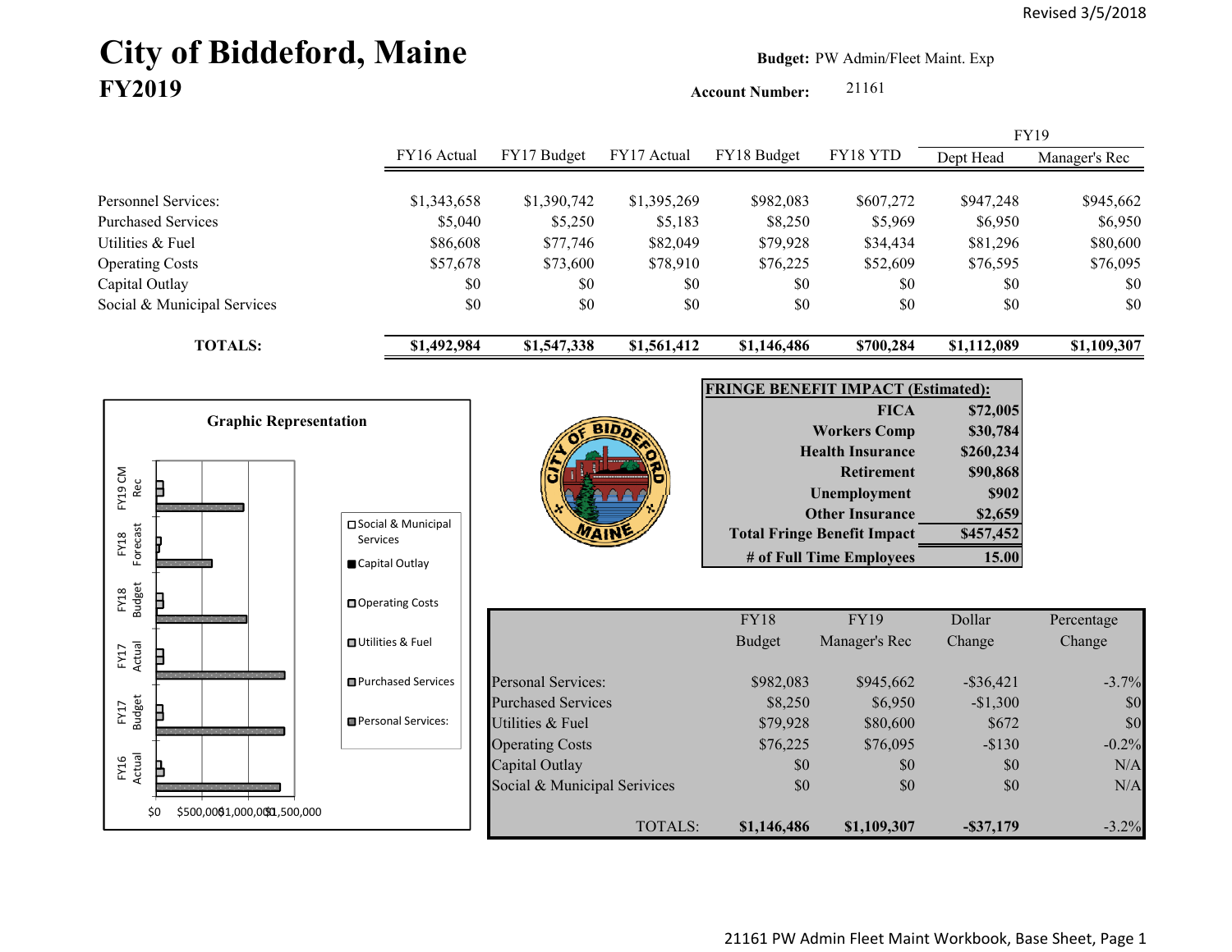Revised 3/5/2018

# City of Biddeford, Maine
## FY2019

**Budget:** PW Admin/Fleet Maint. Exp

**Account Number:** 21161

| | FY16 Actual | FY17 Budget | FY17 Actual | FY18 Budget | FY18 YTD | FY19 Dept Head | FY19 Manager's Rec |
|---|---|---|---|---|---|---|---|
| Personnel Services: | $1,343,658 | $1,390,742 | $1,395,269 | $982,083 | $607,272 | $947,248 | $945,662 |
| Purchased Services | $5,040 | $5,250 | $5,183 | $8,250 | $5,969 | $6,950 | $6,950 |
| Utilities & Fuel | $86,608 | $77,746 | $82,049 | $79,928 | $34,434 | $81,296 | $80,600 |
| Operating Costs | $57,678 | $73,600 | $78,910 | $76,225 | $52,609 | $76,595 | $76,095 |
| Capital Outlay | $0 | $0 | $0 | $0 | $0 | $0 | $0 |
| Social & Municipal Services | $0 | $0 | $0 | $0 | $0 | $0 | $0 |
| **TOTALS:** | **$1,492,984** | **$1,547,338** | **$1,561,412** | **$1,146,486** | **$700,284** | **$1,112,089** | **$1,109,307** |

**FRINGE BENEFIT IMPACT (Estimated):**

| | |
|---|---|
| **FICA** | **$72,005** |
| **Workers Comp** | **$30,784** |
| **Health Insurance** | **$260,234** |
| **Retirement** | **$90,868** |
| **Unemployment** | **$902** |
| **Other Insurance** | **$2,659** |
| **Total Fringe Benefit Impact** | **$457,452** |
| **# of Full Time Employees** | **15.00** |

**Graphic Representation**

(Bar chart: FY16 Actual, FY17 Budget, FY17 Actual, FY18 Budget, FY18 Forecast, FY19 CM Rec; legend: Social & Municipal Services, Capital Outlay, Operating Costs, Utilities & Fuel, Purchased Services, Personal Services:; axis: $0, $500,000, $1,000,000, $1,500,000)

| | FY18 Budget | FY19 Manager's Rec | Dollar Change | Percentage Change |
|---|---|---|---|---|
| Personal Services: | $982,083 | $945,662 | -$36,421 | -3.7% |
| Purchased Services | $8,250 | $6,950 | -$1,300 | $0 |
| Utilities & Fuel | $79,928 | $80,600 | $672 | $0 |
| Operating Costs | $76,225 | $76,095 | -$130 | -0.2% |
| Capital Outlay | $0 | $0 | $0 | N/A |
| Social & Municipal Services | $0 | $0 | $0 | N/A |
| TOTALS: | **$1,146,486** | **$1,109,307** | **-$37,179** | -3.2% |

21161 PW Admin Fleet Maint Workbook, Base Sheet, Page 1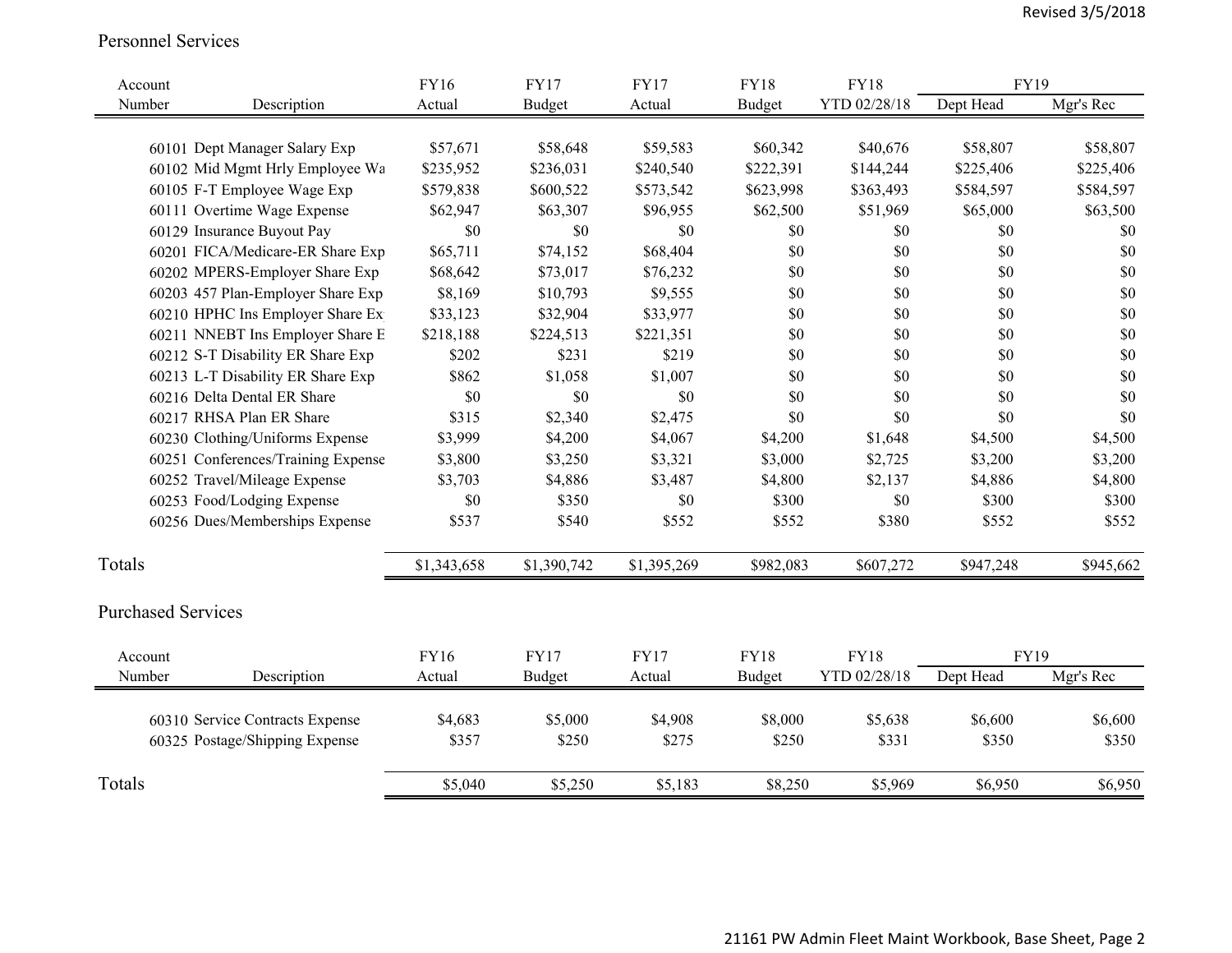## Personnel Services

| Account Number | Description | FY16 Actual | FY17 Budget | FY17 Actual | FY18 Budget | FY18 YTD 02/28/18 | FY19 Dept Head | FY19 Mgr's Rec |
|---|---|---|---|---|---|---|---|---|
| 60101 | Dept Manager Salary Exp | $57,671 | $58,648 | $59,583 | $60,342 | $40,676 | $58,807 | $58,807 |
| 60102 | Mid Mgmt Hrly Employee Wa | $235,952 | $236,031 | $240,540 | $222,391 | $144,244 | $225,406 | $225,406 |
| 60105 | F-T Employee Wage Exp | $579,838 | $600,522 | $573,542 | $623,998 | $363,493 | $584,597 | $584,597 |
| 60111 | Overtime Wage Expense | $62,947 | $63,307 | $96,955 | $62,500 | $51,969 | $65,000 | $63,500 |
| 60129 | Insurance Buyout Pay | $0 | $0 | $0 | $0 | $0 | $0 | $0 |
| 60201 | FICA/Medicare-ER Share Exp | $65,711 | $74,152 | $68,404 | $0 | $0 | $0 | $0 |
| 60202 | MPERS-Employer Share Exp | $68,642 | $73,017 | $76,232 | $0 | $0 | $0 | $0 |
| 60203 | 457 Plan-Employer Share Exp | $8,169 | $10,793 | $9,555 | $0 | $0 | $0 | $0 |
| 60210 | HPHC Ins Employer Share Ex | $33,123 | $32,904 | $33,977 | $0 | $0 | $0 | $0 |
| 60211 | NNEBT Ins Employer Share E | $218,188 | $224,513 | $221,351 | $0 | $0 | $0 | $0 |
| 60212 | S-T Disability ER Share Exp | $202 | $231 | $219 | $0 | $0 | $0 | $0 |
| 60213 | L-T Disability ER Share Exp | $862 | $1,058 | $1,007 | $0 | $0 | $0 | $0 |
| 60216 | Delta Dental ER Share | $0 | $0 | $0 | $0 | $0 | $0 | $0 |
| 60217 | RHSA Plan ER Share | $315 | $2,340 | $2,475 | $0 | $0 | $0 | $0 |
| 60230 | Clothing/Uniforms Expense | $3,999 | $4,200 | $4,067 | $4,200 | $1,648 | $4,500 | $4,500 |
| 60251 | Conferences/Training Expense | $3,800 | $3,250 | $3,321 | $3,000 | $2,725 | $3,200 | $3,200 |
| 60252 | Travel/Mileage Expense | $3,703 | $4,886 | $3,487 | $4,800 | $2,137 | $4,886 | $4,800 |
| 60253 | Food/Lodging Expense | $0 | $350 | $0 | $300 | $0 | $300 | $300 |
| 60256 | Dues/Memberships Expense | $537 | $540 | $552 | $552 | $380 | $552 | $552 |
| Totals | | $1,343,658 | $1,390,742 | $1,395,269 | $982,083 | $607,272 | $947,248 | $945,662 |

## Purchased Services

| Account Number | Description | FY16 Actual | FY17 Budget | FY17 Actual | FY18 Budget | FY18 YTD 02/28/18 | FY19 Dept Head | FY19 Mgr's Rec |
|---|---|---|---|---|---|---|---|---|
| 60310 | Service Contracts Expense | $4,683 | $5,000 | $4,908 | $8,000 | $5,638 | $6,600 | $6,600 |
| 60325 | Postage/Shipping Expense | $357 | $250 | $275 | $250 | $331 | $350 | $350 |
| Totals | | $5,040 | $5,250 | $5,183 | $8,250 | $5,969 | $6,950 | $6,950 |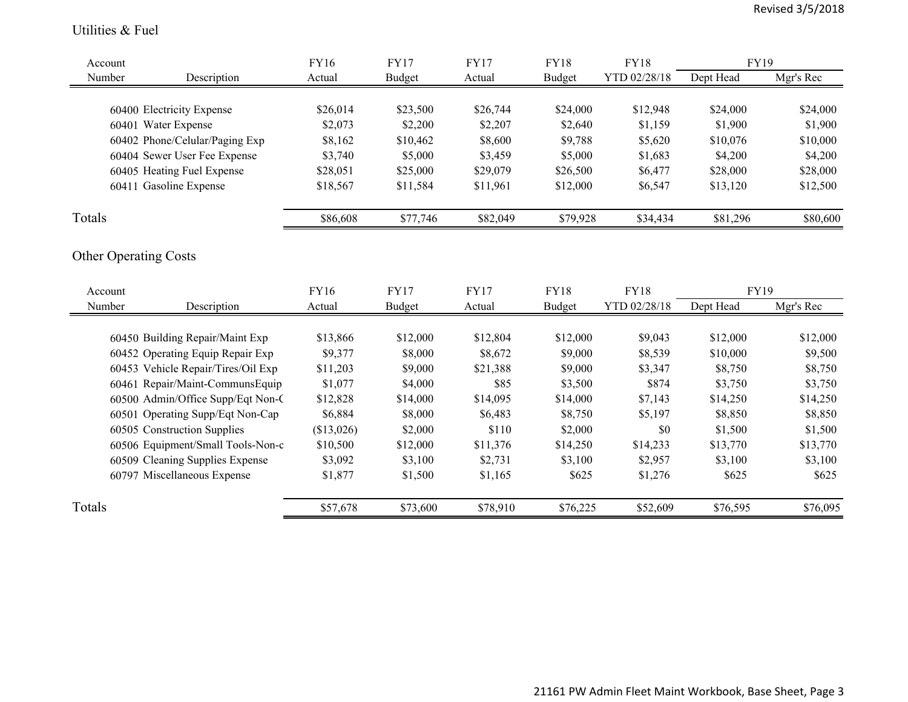## Utilities & Fuel

| Account Number | Description | FY16 Actual | FY17 Budget | FY17 Actual | FY18 Budget | FY18 YTD 02/28/18 | FY19 Dept Head | FY19 Mgr's Rec |
|---|---|---|---|---|---|---|---|---|
| 60400 | Electricity Expense | $26,014 | $23,500 | $26,744 | $24,000 | $12,948 | $24,000 | $24,000 |
| 60401 | Water Expense | $2,073 | $2,200 | $2,207 | $2,640 | $1,159 | $1,900 | $1,900 |
| 60402 | Phone/Celular/Paging Exp | $8,162 | $10,462 | $8,600 | $9,788 | $5,620 | $10,076 | $10,000 |
| 60404 | Sewer User Fee Expense | $3,740 | $5,000 | $3,459 | $5,000 | $1,683 | $4,200 | $4,200 |
| 60405 | Heating Fuel Expense | $28,051 | $25,000 | $29,079 | $26,500 | $6,477 | $28,000 | $28,000 |
| 60411 | Gasoline Expense | $18,567 | $11,584 | $11,961 | $12,000 | $6,547 | $13,120 | $12,500 |
| Totals | | $86,608 | $77,746 | $82,049 | $79,928 | $34,434 | $81,296 | $80,600 |

## Other Operating Costs

| Account Number | Description | FY16 Actual | FY17 Budget | FY17 Actual | FY18 Budget | FY18 YTD 02/28/18 | FY19 Dept Head | FY19 Mgr's Rec |
|---|---|---|---|---|---|---|---|---|
| 60450 | Building Repair/Maint Exp | $13,866 | $12,000 | $12,804 | $12,000 | $9,043 | $12,000 | $12,000 |
| 60452 | Operating Equip Repair Exp | $9,377 | $8,000 | $8,672 | $9,000 | $8,539 | $10,000 | $9,500 |
| 60453 | Vehicle Repair/Tires/Oil Exp | $11,203 | $9,000 | $21,388 | $9,000 | $3,347 | $8,750 | $8,750 |
| 60461 | Repair/Maint-CommunsEquip | $1,077 | $4,000 | $85 | $3,500 | $874 | $3,750 | $3,750 |
| 60500 | Admin/Office Supp/Eqt Non-C | $12,828 | $14,000 | $14,095 | $14,000 | $7,143 | $14,250 | $14,250 |
| 60501 | Operating Supp/Eqt Non-Cap | $6,884 | $8,000 | $6,483 | $8,750 | $5,197 | $8,850 | $8,850 |
| 60505 | Construction Supplies | ($13,026) | $2,000 | $110 | $2,000 | $0 | $1,500 | $1,500 |
| 60506 | Equipment/Small Tools-Non-c | $10,500 | $12,000 | $11,376 | $14,250 | $14,233 | $13,770 | $13,770 |
| 60509 | Cleaning Supplies Expense | $3,092 | $3,100 | $2,731 | $3,100 | $2,957 | $3,100 | $3,100 |
| 60797 | Miscellaneous Expense | $1,877 | $1,500 | $1,165 | $625 | $1,276 | $625 | $625 |
| Totals | | $57,678 | $73,600 | $78,910 | $76,225 | $52,609 | $76,595 | $76,095 |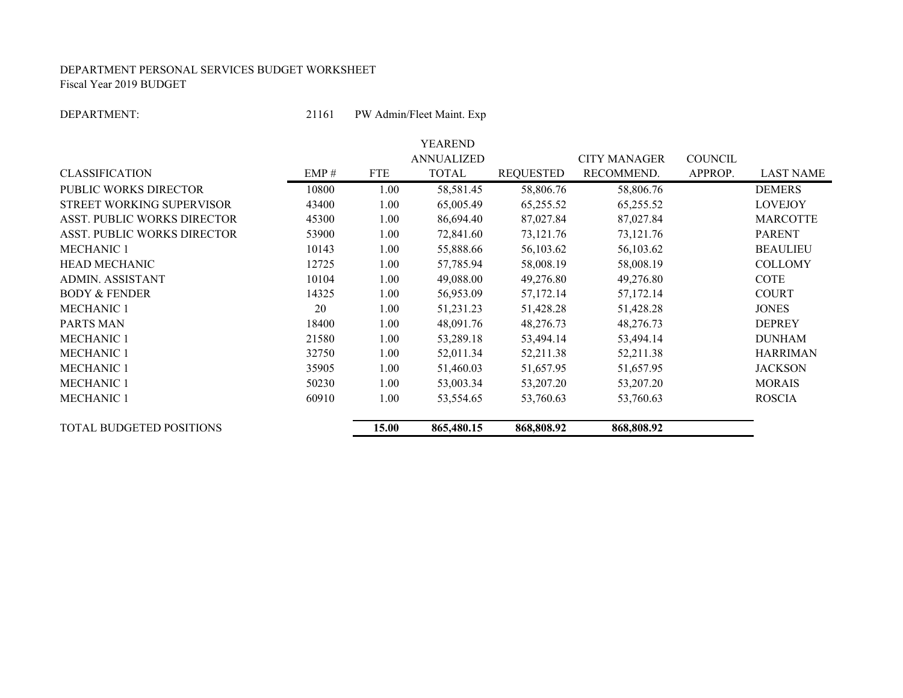DEPARTMENT PERSONAL SERVICES BUDGET WORKSHEET
Fiscal Year 2019 BUDGET

DEPARTMENT: 21161 PW Admin/Fleet Maint. Exp

| CLASSIFICATION | EMP # | FTE | YEAREND ANNUALIZED TOTAL | REQUESTED | CITY MANAGER RECOMMEND. | COUNCIL APPROP. | LAST NAME |
|---|---|---|---|---|---|---|---|
| PUBLIC WORKS DIRECTOR | 10800 | 1.00 | 58,581.45 | 58,806.76 | 58,806.76 | | DEMERS |
| STREET WORKING SUPERVISOR | 43400 | 1.00 | 65,005.49 | 65,255.52 | 65,255.52 | | LOVEJOY |
| ASST. PUBLIC WORKS DIRECTOR | 45300 | 1.00 | 86,694.40 | 87,027.84 | 87,027.84 | | MARCOTTE |
| ASST. PUBLIC WORKS DIRECTOR | 53900 | 1.00 | 72,841.60 | 73,121.76 | 73,121.76 | | PARENT |
| MECHANIC 1 | 10143 | 1.00 | 55,888.66 | 56,103.62 | 56,103.62 | | BEAULIEU |
| HEAD MECHANIC | 12725 | 1.00 | 57,785.94 | 58,008.19 | 58,008.19 | | COLLOMY |
| ADMIN. ASSISTANT | 10104 | 1.00 | 49,088.00 | 49,276.80 | 49,276.80 | | COTE |
| BODY & FENDER | 14325 | 1.00 | 56,953.09 | 57,172.14 | 57,172.14 | | COURT |
| MECHANIC 1 | 20 | 1.00 | 51,231.23 | 51,428.28 | 51,428.28 | | JONES |
| PARTS MAN | 18400 | 1.00 | 48,091.76 | 48,276.73 | 48,276.73 | | DEPREY |
| MECHANIC 1 | 21580 | 1.00 | 53,289.18 | 53,494.14 | 53,494.14 | | DUNHAM |
| MECHANIC 1 | 32750 | 1.00 | 52,011.34 | 52,211.38 | 52,211.38 | | HARRIMAN |
| MECHANIC 1 | 35905 | 1.00 | 51,460.03 | 51,657.95 | 51,657.95 | | JACKSON |
| MECHANIC 1 | 50230 | 1.00 | 53,003.34 | 53,207.20 | 53,207.20 | | MORAIS |
| MECHANIC 1 | 60910 | 1.00 | 53,554.65 | 53,760.63 | 53,760.63 | | ROSCIA |
| TOTAL BUDGETED POSITIONS | | **15.00** | **865,480.15** | **868,808.92** | **868,808.92** | | |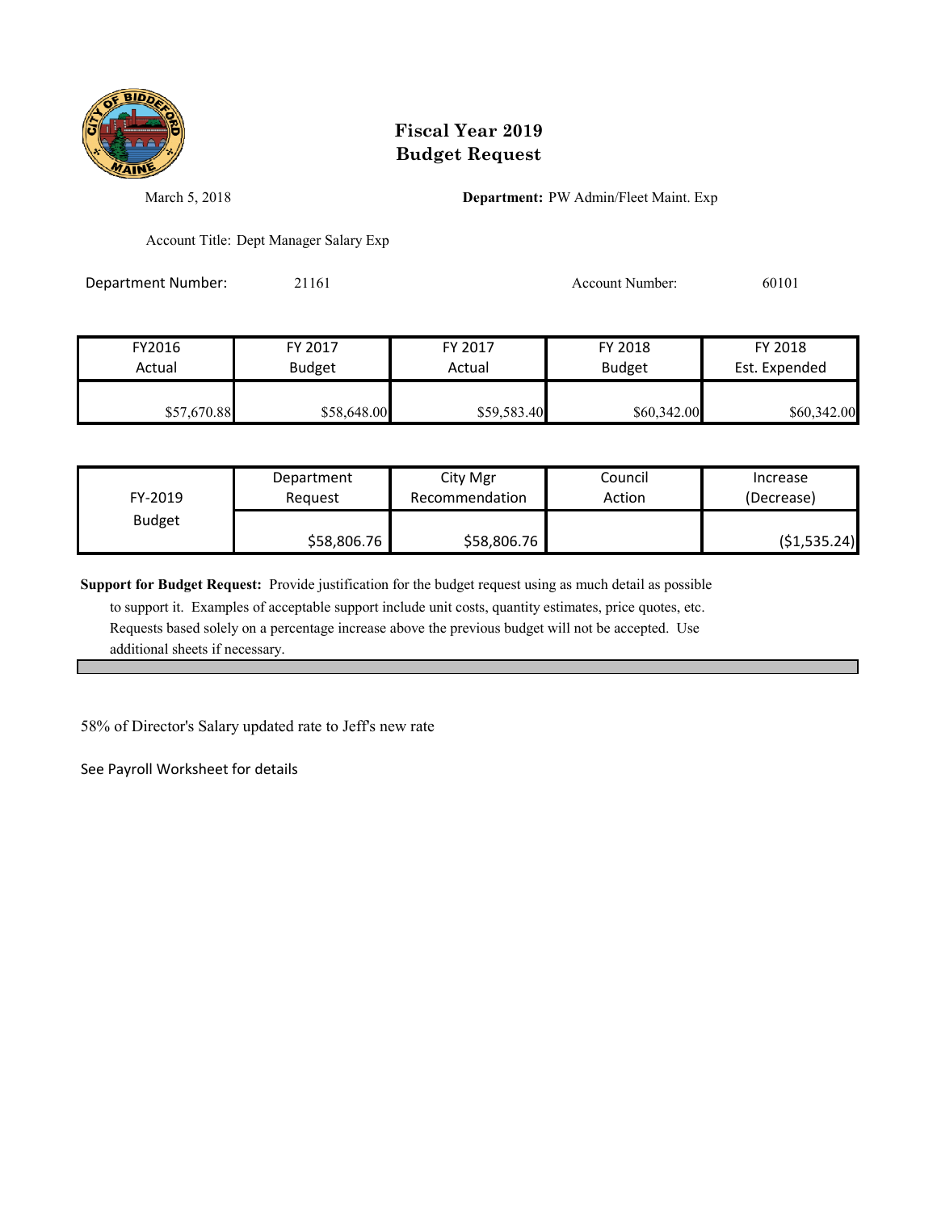# Fiscal Year 2019
# Budget Request

March 5, 2018

**Department:** PW Admin/Fleet Maint. Exp

Account Title: Dept Manager Salary Exp

Department Number: 21161

Account Number: 60101

| FY2016 Actual | FY 2017 Budget | FY 2017 Actual | FY 2018 Budget | FY 2018 Est. Expended |
|---|---|---|---|---|
| $57,670.88 | $58,648.00 | $59,583.40 | $60,342.00 | $60,342.00 |

| FY-2019 Budget | Department Request | City Mgr Recommendation | Council Action | Increase (Decrease) |
|---|---|---|---|---|
| | $58,806.76 | $58,806.76 | | ($1,535.24) |

**Support for Budget Request:** Provide justification for the budget request using as much detail as possible to support it. Examples of acceptable support include unit costs, quantity estimates, price quotes, etc. Requests based solely on a percentage increase above the previous budget will not be accepted. Use additional sheets if necessary.

58% of Director's Salary updated rate to Jeff's new rate

See Payroll Worksheet for details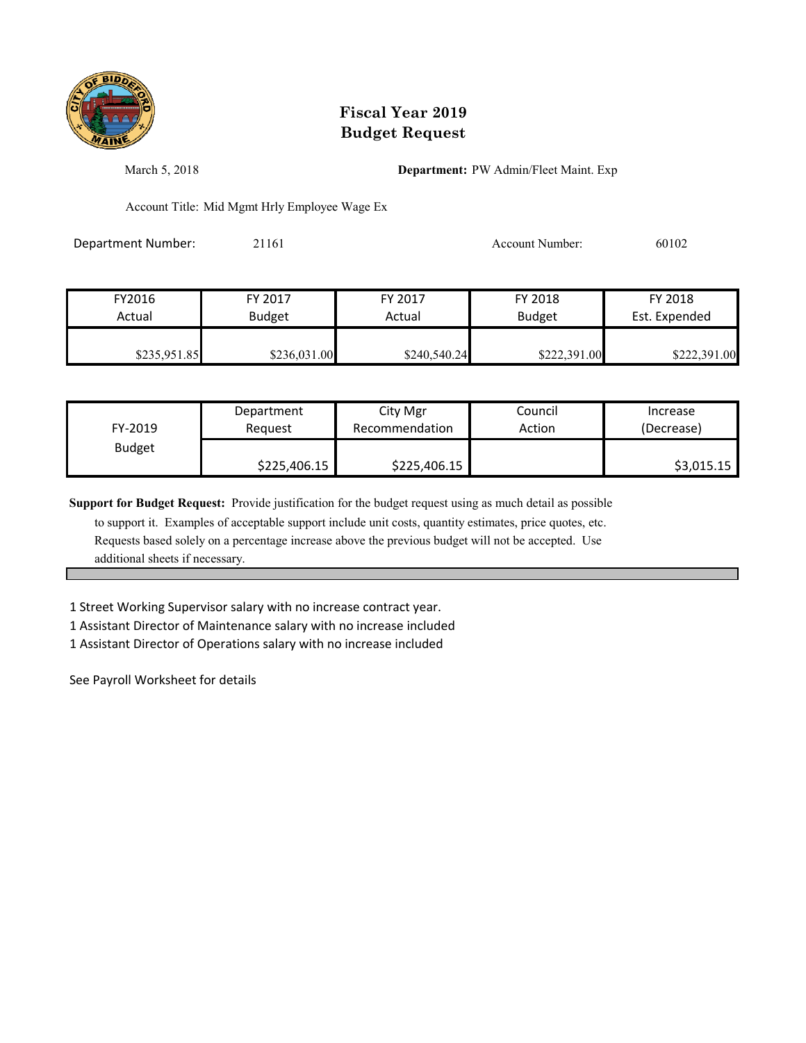# Fiscal Year 2019
# Budget Request

March 5, 2018

**Department:** PW Admin/Fleet Maint. Exp

Account Title: Mid Mgmt Hrly Employee Wage Ex

Department Number: 21161

Account Number: 60102

| FY2016 Actual | FY 2017 Budget | FY 2017 Actual | FY 2018 Budget | FY 2018 Est. Expended |
|---|---|---|---|---|
| $235,951.85 | $236,031.00 | $240,540.24 | $222,391.00 | $222,391.00 |

| FY-2019 Budget | Department Request | City Mgr Recommendation | Council Action | Increase (Decrease) |
|---|---|---|---|---|
| | $225,406.15 | $225,406.15 | | $3,015.15 |

**Support for Budget Request:** Provide justification for the budget request using as much detail as possible to support it. Examples of acceptable support include unit costs, quantity estimates, price quotes, etc. Requests based solely on a percentage increase above the previous budget will not be accepted. Use additional sheets if necessary.

1 Street Working Supervisor salary with no increase contract year.
1 Assistant Director of Maintenance salary with no increase included
1 Assistant Director of Operations salary with no increase included

See Payroll Worksheet for details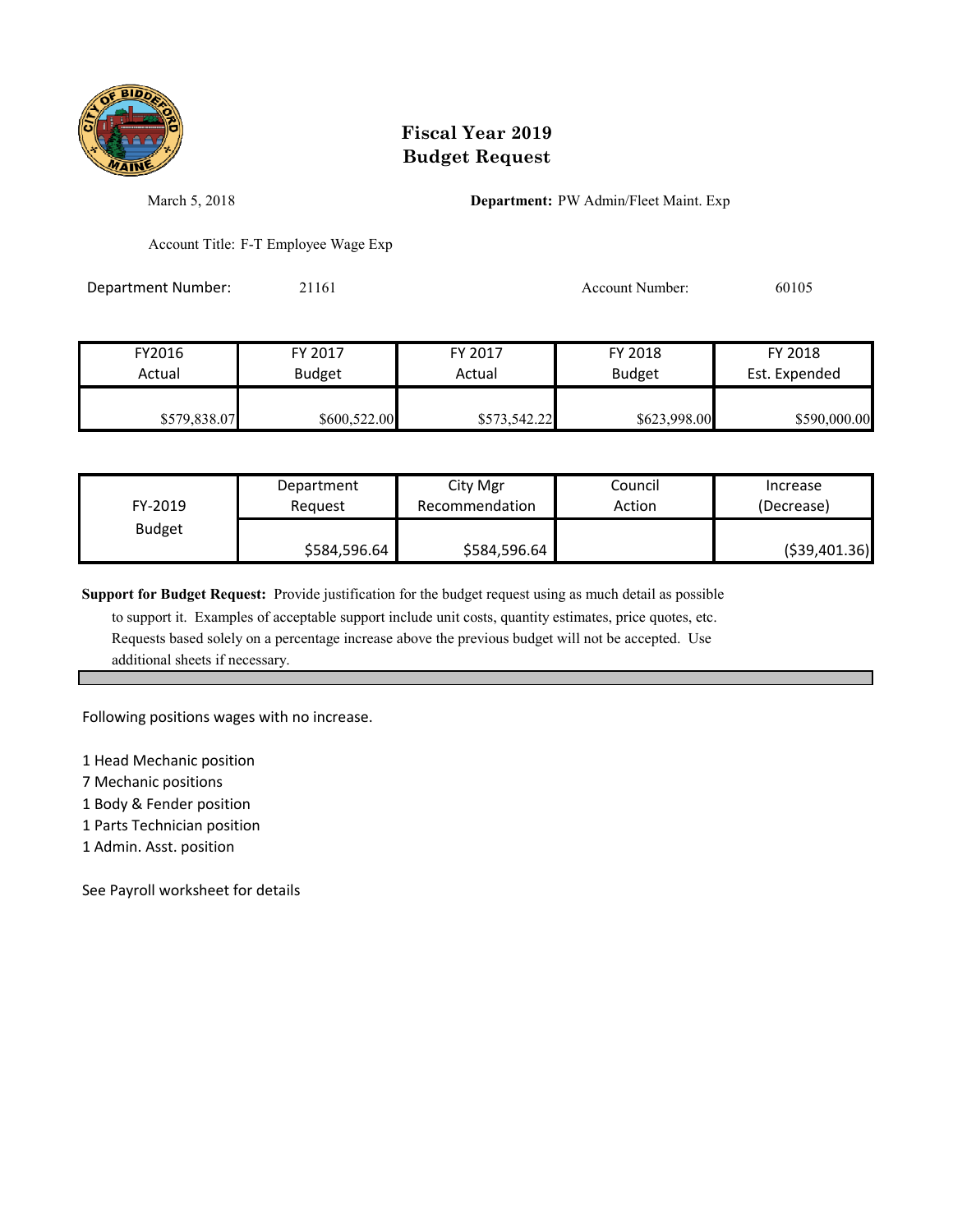# Fiscal Year 2019
# Budget Request

March 5, 2018

**Department:** PW Admin/Fleet Maint. Exp

Account Title: F-T Employee Wage Exp

Department Number: 21161

Account Number: 60105

| FY2016 Actual | FY 2017 Budget | FY 2017 Actual | FY 2018 Budget | FY 2018 Est. Expended |
|---|---|---|---|---|
| $579,838.07 | $600,522.00 | $573,542.22 | $623,998.00 | $590,000.00 |

| FY-2019 Budget | Department Request | City Mgr Recommendation | Council Action | Increase (Decrease) |
|---|---|---|---|---|
| | $584,596.64 | $584,596.64 | | ($39,401.36) |

**Support for Budget Request:** Provide justification for the budget request using as much detail as possible to support it. Examples of acceptable support include unit costs, quantity estimates, price quotes, etc. Requests based solely on a percentage increase above the previous budget will not be accepted. Use additional sheets if necessary.

Following positions wages with no increase.

1 Head Mechanic position
7 Mechanic positions
1 Body & Fender position
1 Parts Technician position
1 Admin. Asst. position

See Payroll worksheet for details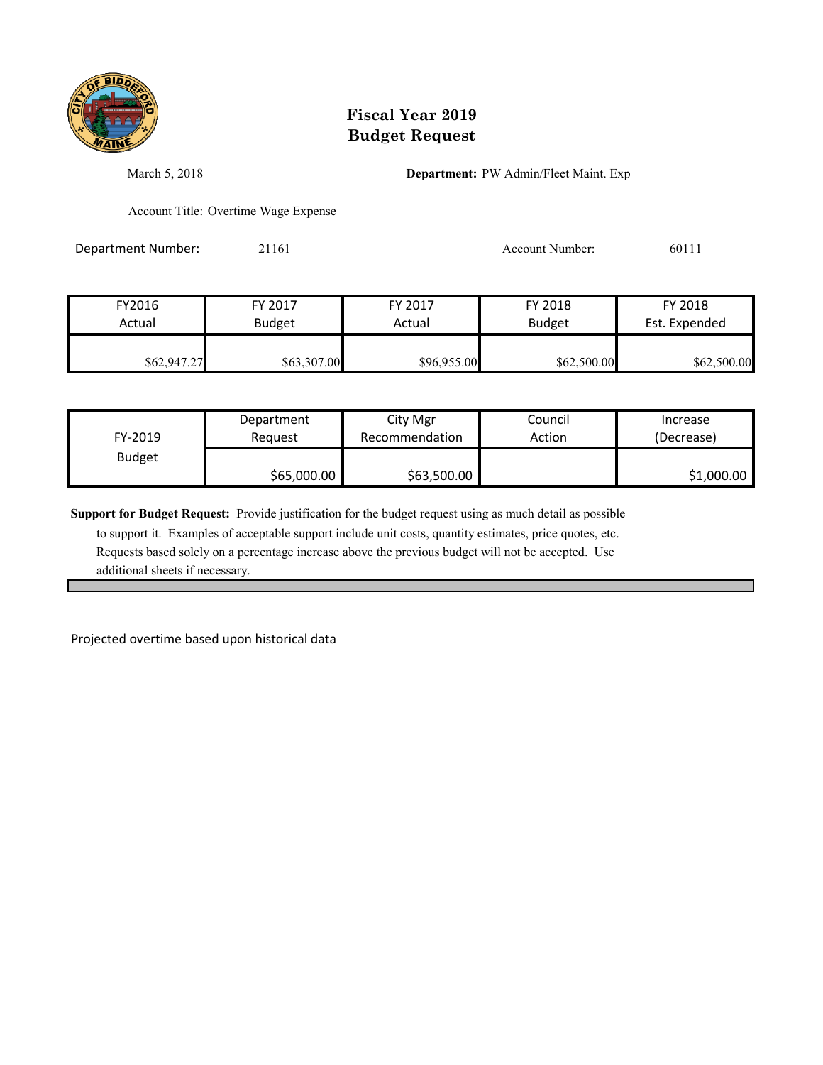# Fiscal Year 2019
# Budget Request

March 5, 2018

**Department:** PW Admin/Fleet Maint. Exp

Account Title: Overtime Wage Expense

Department Number: 21161

Account Number: 60111

| FY2016 Actual | FY 2017 Budget | FY 2017 Actual | FY 2018 Budget | FY 2018 Est. Expended |
|---|---|---|---|---|
| $62,947.27 | $63,307.00 | $96,955.00 | $62,500.00 | $62,500.00 |

| FY-2019 Budget | Department Request | City Mgr Recommendation | Council Action | Increase (Decrease) |
|---|---|---|---|---|
| | $65,000.00 | $63,500.00 | | $1,000.00 |

**Support for Budget Request:** Provide justification for the budget request using as much detail as possible to support it. Examples of acceptable support include unit costs, quantity estimates, price quotes, etc. Requests based solely on a percentage increase above the previous budget will not be accepted. Use additional sheets if necessary.

Projected overtime based upon historical data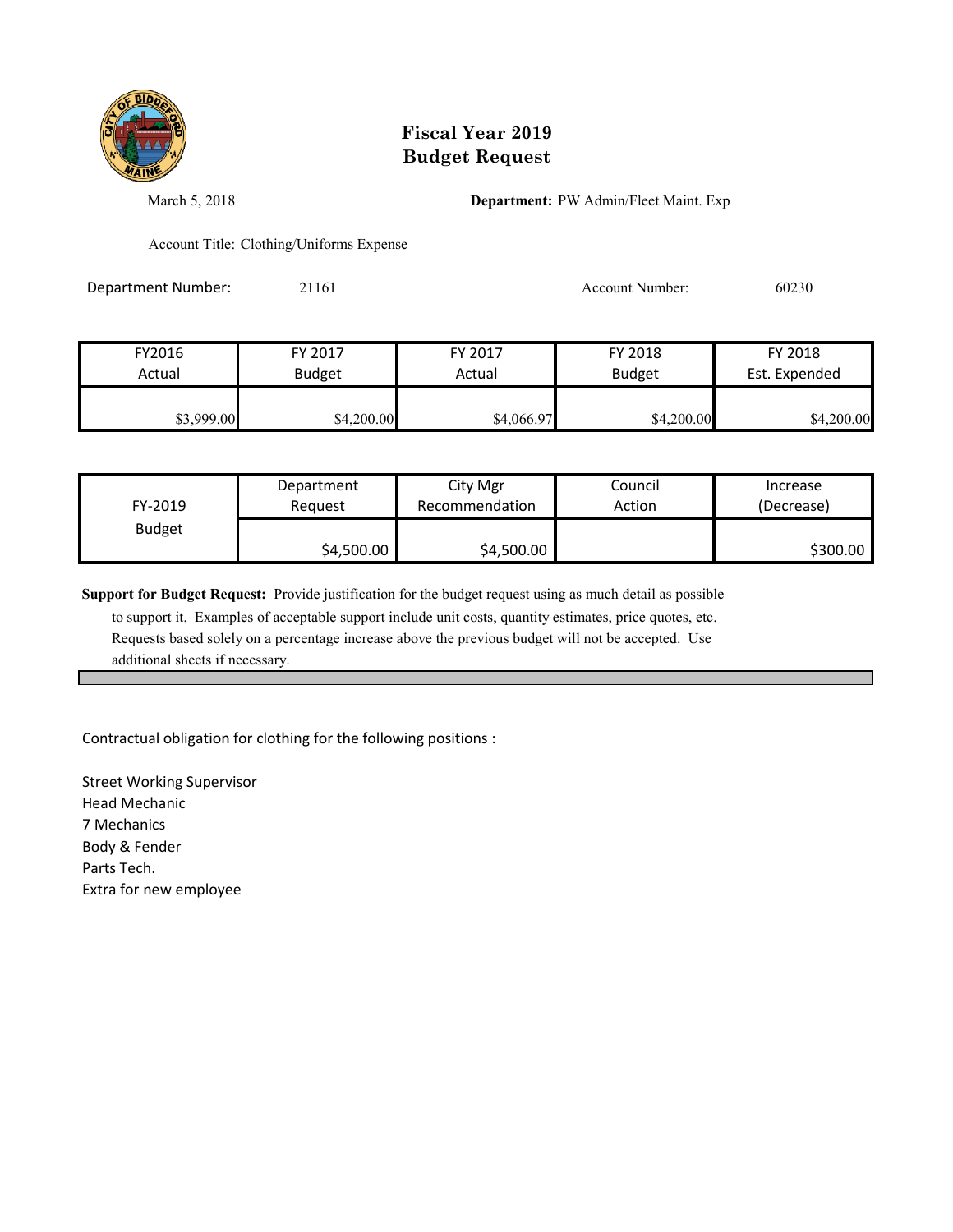# Fiscal Year 2019
# Budget Request

March 5, 2018

**Department:** PW Admin/Fleet Maint. Exp

Account Title: Clothing/Uniforms Expense

Department Number: 21161

Account Number: 60230

| FY2016 Actual | FY 2017 Budget | FY 2017 Actual | FY 2018 Budget | FY 2018 Est. Expended |
|---|---|---|---|---|
| $3,999.00 | $4,200.00 | $4,066.97 | $4,200.00 | $4,200.00 |

| FY-2019 Budget | Department Request | City Mgr Recommendation | Council Action | Increase (Decrease) |
|---|---|---|---|---|
| | $4,500.00 | $4,500.00 | | $300.00 |

**Support for Budget Request:** Provide justification for the budget request using as much detail as possible to support it. Examples of acceptable support include unit costs, quantity estimates, price quotes, etc. Requests based solely on a percentage increase above the previous budget will not be accepted. Use additional sheets if necessary.

Contractual obligation for clothing for the following positions :

Street Working Supervisor
Head Mechanic
7 Mechanics
Body & Fender
Parts Tech.
Extra for new employee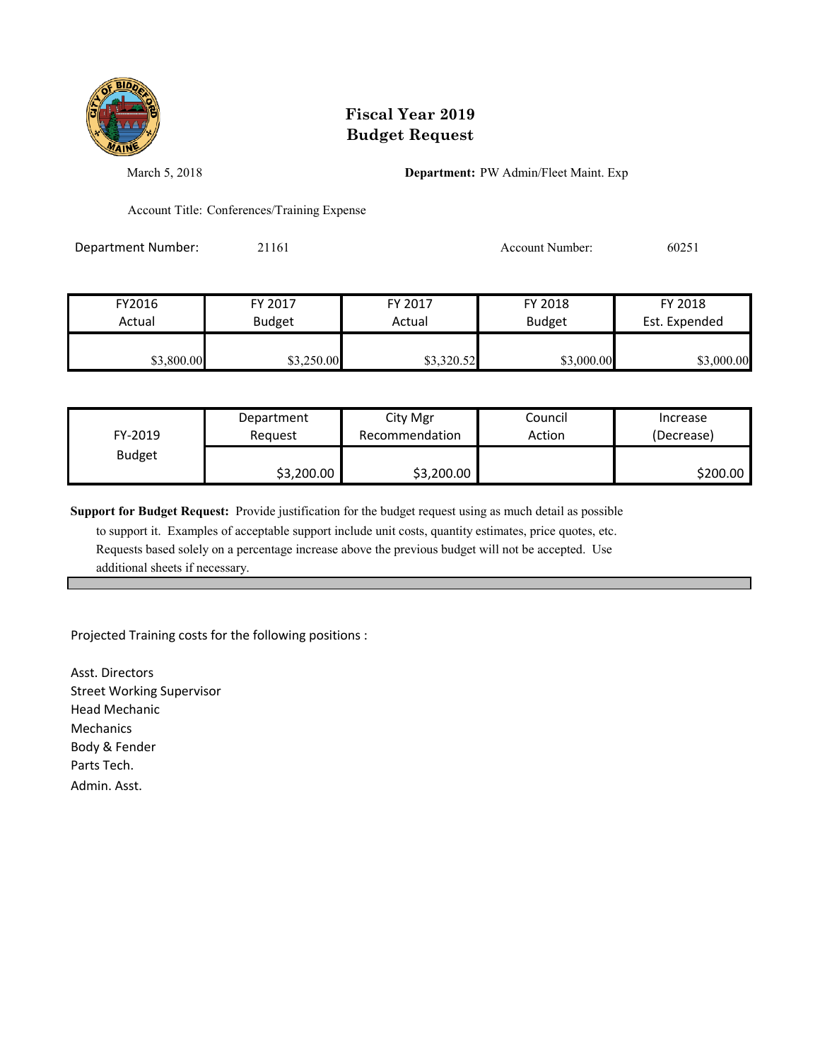# Fiscal Year 2019
# Budget Request

March 5, 2018

**Department:** PW Admin/Fleet Maint. Exp

Account Title: Conferences/Training Expense

Department Number: 21161

Account Number: 60251

| FY2016 Actual | FY 2017 Budget | FY 2017 Actual | FY 2018 Budget | FY 2018 Est. Expended |
|---|---|---|---|---|
| $3,800.00 | $3,250.00 | $3,320.52 | $3,000.00 | $3,000.00 |

| FY-2019 Budget | Department Request | City Mgr Recommendation | Council Action | Increase (Decrease) |
|---|---|---|---|---|
| | $3,200.00 | $3,200.00 | | $200.00 |

**Support for Budget Request:** Provide justification for the budget request using as much detail as possible to support it. Examples of acceptable support include unit costs, quantity estimates, price quotes, etc. Requests based solely on a percentage increase above the previous budget will not be accepted. Use additional sheets if necessary.

Projected Training costs for the following positions :

Asst. Directors
Street Working Supervisor
Head Mechanic
Mechanics
Body & Fender
Parts Tech.
Admin. Asst.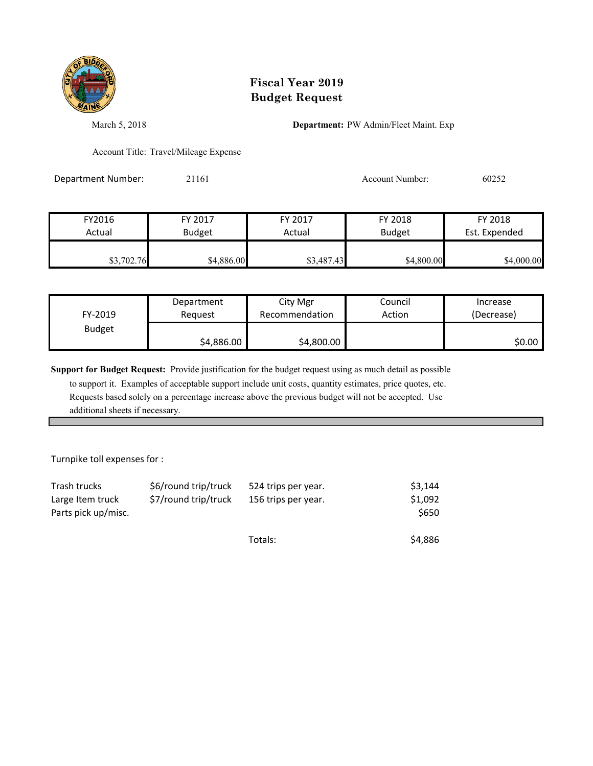# Fiscal Year 2019
# Budget Request

March 5, 2018

**Department:** PW Admin/Fleet Maint. Exp

Account Title: Travel/Mileage Expense

Department Number: 21161

Account Number: 60252

| FY2016 Actual | FY 2017 Budget | FY 2017 Actual | FY 2018 Budget | FY 2018 Est. Expended |
|---|---|---|---|---|
| $3,702.76 | $4,886.00 | $3,487.43 | $4,800.00 | $4,000.00 |

| FY-2019 Budget | Department Request | City Mgr Recommendation | Council Action | Increase (Decrease) |
|---|---|---|---|---|
| | $4,886.00 | $4,800.00 | | $0.00 |

**Support for Budget Request:** Provide justification for the budget request using as much detail as possible to support it. Examples of acceptable support include unit costs, quantity estimates, price quotes, etc. Requests based solely on a percentage increase above the previous budget will not be accepted. Use additional sheets if necessary.

Turnpike toll expenses for :

| | | | |
|---|---|---|---|
| Trash trucks | $6/round trip/truck | 524 trips per year. | $3,144 |
| Large Item truck | $7/round trip/truck | 156 trips per year. | $1,092 |
| Parts pick up/misc. | | | $650 |
| | | Totals: | $4,886 |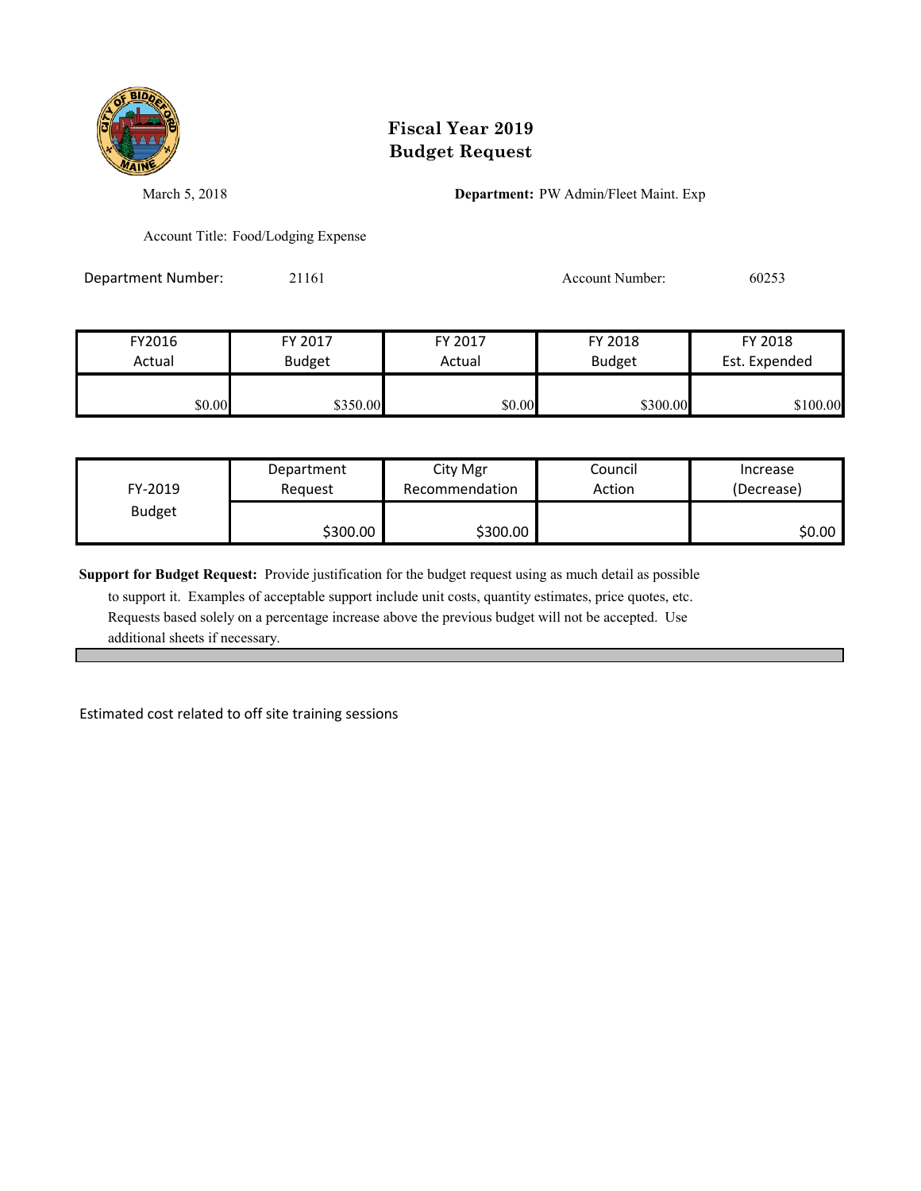# Fiscal Year 2019
# Budget Request

March 5, 2018

**Department:** PW Admin/Fleet Maint. Exp

Account Title: Food/Lodging Expense

Department Number: 21161

Account Number: 60253

| FY2016 Actual | FY 2017 Budget | FY 2017 Actual | FY 2018 Budget | FY 2018 Est. Expended |
|---|---|---|---|---|
| $0.00 | $350.00 | $0.00 | $300.00 | $100.00 |

| FY-2019 Budget | Department Request | City Mgr Recommendation | Council Action | Increase (Decrease) |
|---|---|---|---|---|
| | $300.00 | $300.00 | | $0.00 |

**Support for Budget Request:** Provide justification for the budget request using as much detail as possible to support it. Examples of acceptable support include unit costs, quantity estimates, price quotes, etc. Requests based solely on a percentage increase above the previous budget will not be accepted. Use additional sheets if necessary.

Estimated cost related to off site training sessions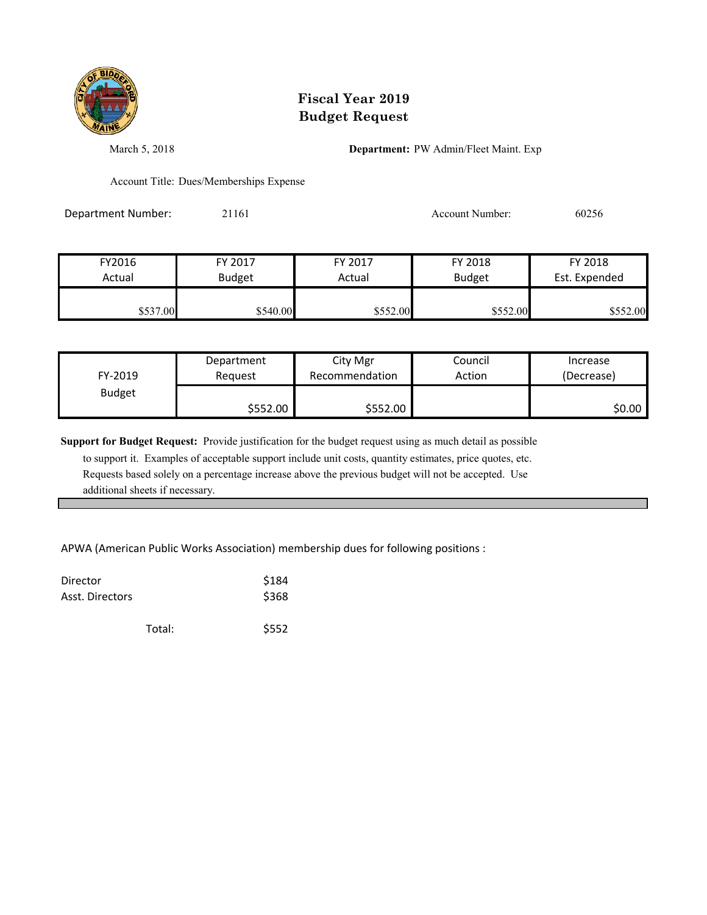# Fiscal Year 2019
# Budget Request

March 5, 2018

**Department:** PW Admin/Fleet Maint. Exp

Account Title: Dues/Memberships Expense

Department Number: 21161

Account Number: 60256

| FY2016 Actual | FY 2017 Budget | FY 2017 Actual | FY 2018 Budget | FY 2018 Est. Expended |
|---|---|---|---|---|
| $537.00 | $540.00 | $552.00 | $552.00 | $552.00 |

| FY-2019 Budget | Department Request | City Mgr Recommendation | Council Action | Increase (Decrease) |
|---|---|---|---|---|
| | $552.00 | $552.00 | | $0.00 |

**Support for Budget Request:** Provide justification for the budget request using as much detail as possible to support it. Examples of acceptable support include unit costs, quantity estimates, price quotes, etc. Requests based solely on a percentage increase above the previous budget will not be accepted. Use additional sheets if necessary.

APWA (American Public Works Association) membership dues for following positions :

| | |
|---|---|
| Director | $184 |
| Asst. Directors | $368 |
| Total: | $552 |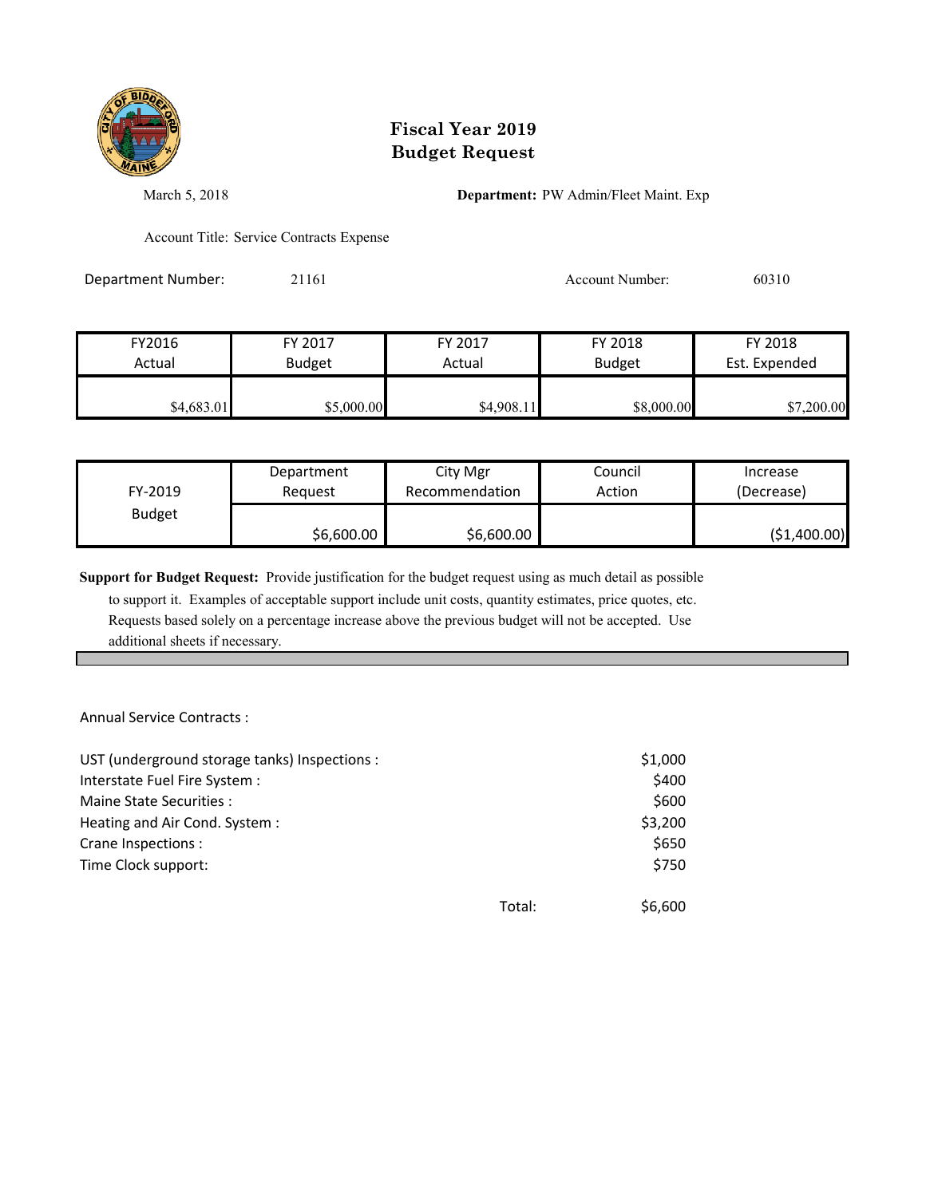# Fiscal Year 2019
# Budget Request

March 5, 2018

**Department:** PW Admin/Fleet Maint. Exp

Account Title: Service Contracts Expense

Department Number: 21161

Account Number: 60310

| FY2016 Actual | FY 2017 Budget | FY 2017 Actual | FY 2018 Budget | FY 2018 Est. Expended |
|---|---|---|---|---|
| $4,683.01 | $5,000.00 | $4,908.11 | $8,000.00 | $7,200.00 |

| FY-2019 Budget | Department Request | City Mgr Recommendation | Council Action | Increase (Decrease) |
|---|---|---|---|---|
| | $6,600.00 | $6,600.00 | | ($1,400.00) |

**Support for Budget Request:** Provide justification for the budget request using as much detail as possible to support it. Examples of acceptable support include unit costs, quantity estimates, price quotes, etc. Requests based solely on a percentage increase above the previous budget will not be accepted. Use additional sheets if necessary.

Annual Service Contracts :

| | |
|---|---|
| UST (underground storage tanks) Inspections : | $1,000 |
| Interstate Fuel Fire System : | $400 |
| Maine State Securities : | $600 |
| Heating and Air Cond. System : | $3,200 |
| Crane Inspections : | $650 |
| Time Clock support: | $750 |
| Total: | $6,600 |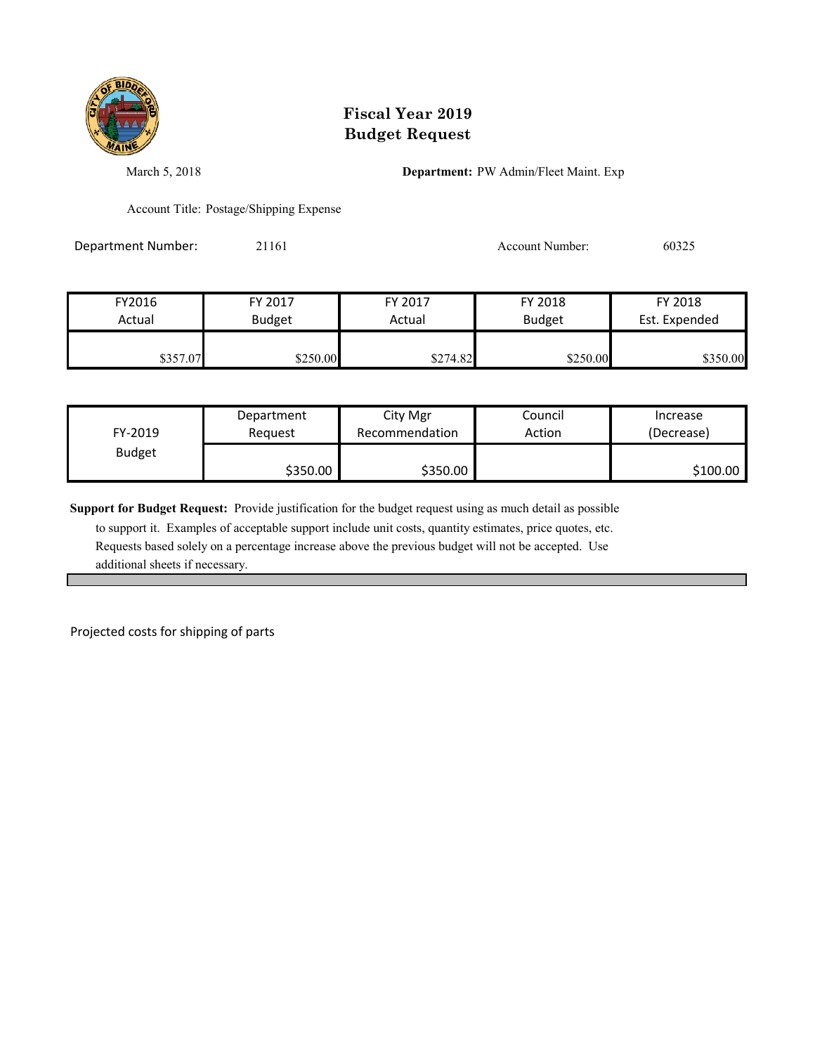# Fiscal Year 2019
# Budget Request

March 5, 2018

**Department:** PW Admin/Fleet Maint. Exp

Account Title: Postage/Shipping Expense

Department Number: 21161

Account Number: 60325

| FY2016 Actual | FY 2017 Budget | FY 2017 Actual | FY 2018 Budget | FY 2018 Est. Expended |
|---|---|---|---|---|
| $357.07 | $250.00 | $274.82 | $250.00 | $350.00 |

| FY-2019 Budget | Department Request | City Mgr Recommendation | Council Action | Increase (Decrease) |
|---|---|---|---|---|
| | $350.00 | $350.00 | | $100.00 |

**Support for Budget Request:** Provide justification for the budget request using as much detail as possible to support it. Examples of acceptable support include unit costs, quantity estimates, price quotes, etc. Requests based solely on a percentage increase above the previous budget will not be accepted. Use additional sheets if necessary.

Projected costs for shipping of parts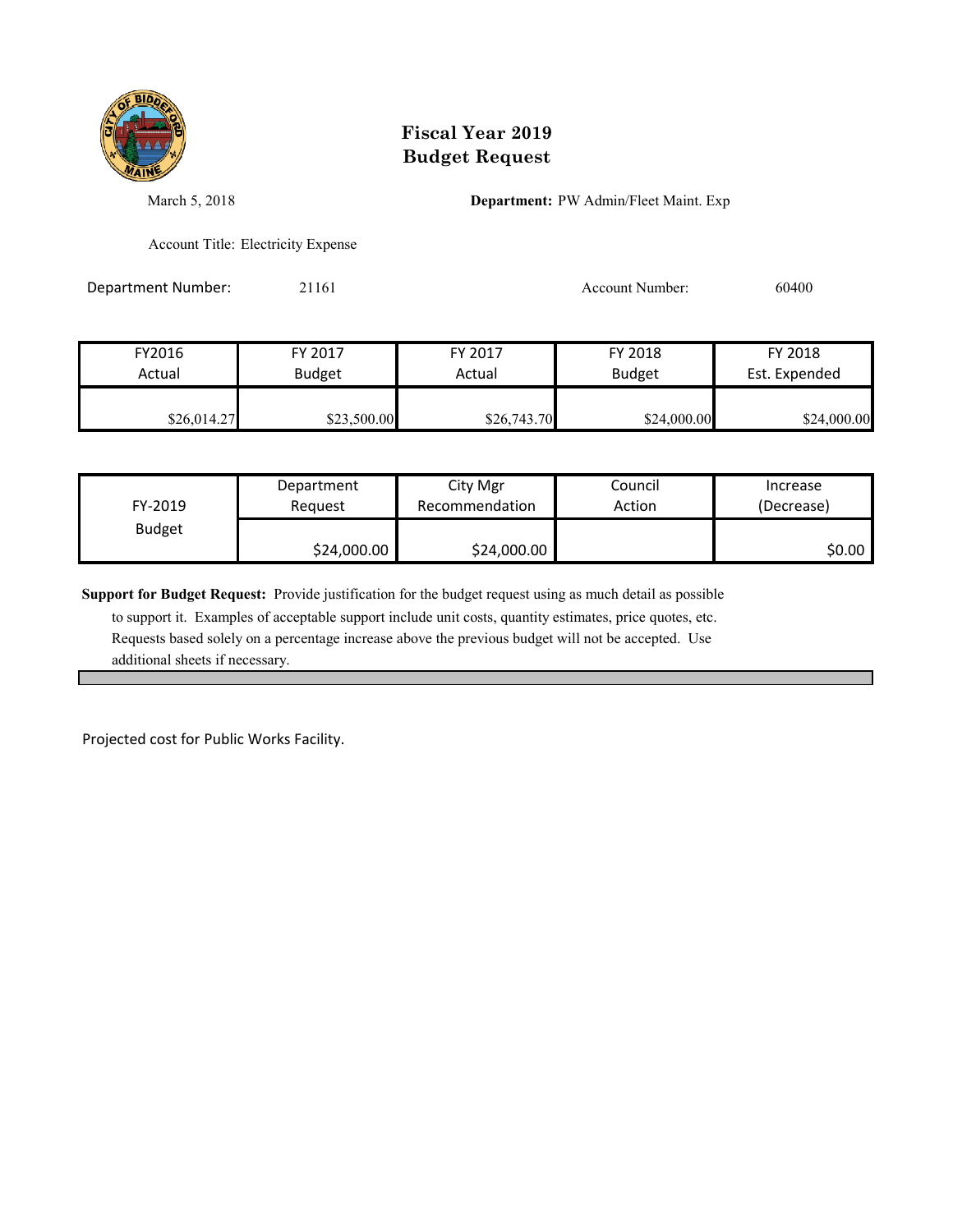# Fiscal Year 2019
# Budget Request

March 5, 2018

**Department:** PW Admin/Fleet Maint. Exp

Account Title: Electricity Expense

Department Number: 21161

Account Number: 60400

| FY2016 Actual | FY 2017 Budget | FY 2017 Actual | FY 2018 Budget | FY 2018 Est. Expended |
|---|---|---|---|---|
| $26,014.27 | $23,500.00 | $26,743.70 | $24,000.00 | $24,000.00 |

| FY-2019 Budget | Department Request | City Mgr Recommendation | Council Action | Increase (Decrease) |
|---|---|---|---|---|
| | $24,000.00 | $24,000.00 | | $0.00 |

**Support for Budget Request:** Provide justification for the budget request using as much detail as possible to support it. Examples of acceptable support include unit costs, quantity estimates, price quotes, etc. Requests based solely on a percentage increase above the previous budget will not be accepted. Use additional sheets if necessary.

Projected cost for Public Works Facility.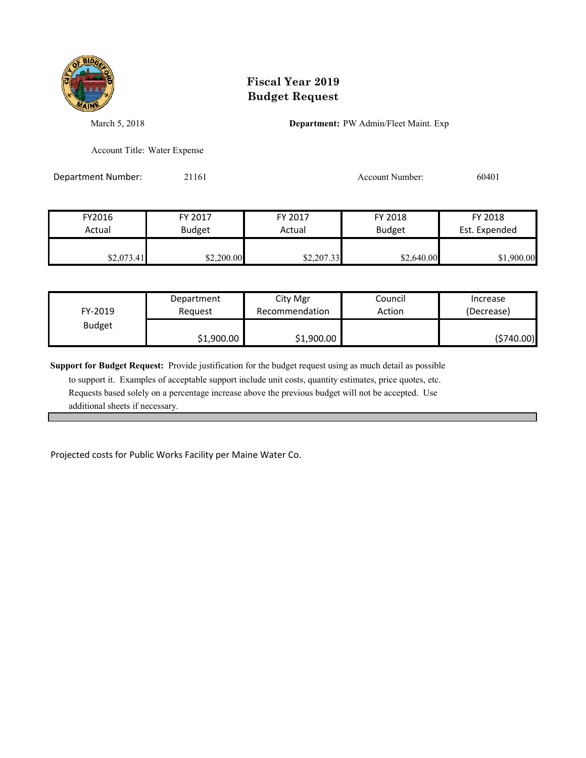# Fiscal Year 2019
# Budget Request

March 5, 2018

**Department:** PW Admin/Fleet Maint. Exp

Account Title: Water Expense

Department Number: 21161

Account Number: 60401

| FY2016 Actual | FY 2017 Budget | FY 2017 Actual | FY 2018 Budget | FY 2018 Est. Expended |
|---|---|---|---|---|
| $2,073.41 | $2,200.00 | $2,207.33 | $2,640.00 | $1,900.00 |

| FY-2019 Budget | Department Request | City Mgr Recommendation | Council Action | Increase (Decrease) |
|---|---|---|---|---|
| | $1,900.00 | $1,900.00 | | ($740.00) |

**Support for Budget Request:** Provide justification for the budget request using as much detail as possible to support it. Examples of acceptable support include unit costs, quantity estimates, price quotes, etc. Requests based solely on a percentage increase above the previous budget will not be accepted. Use additional sheets if necessary.

Projected costs for Public Works Facility per Maine Water Co.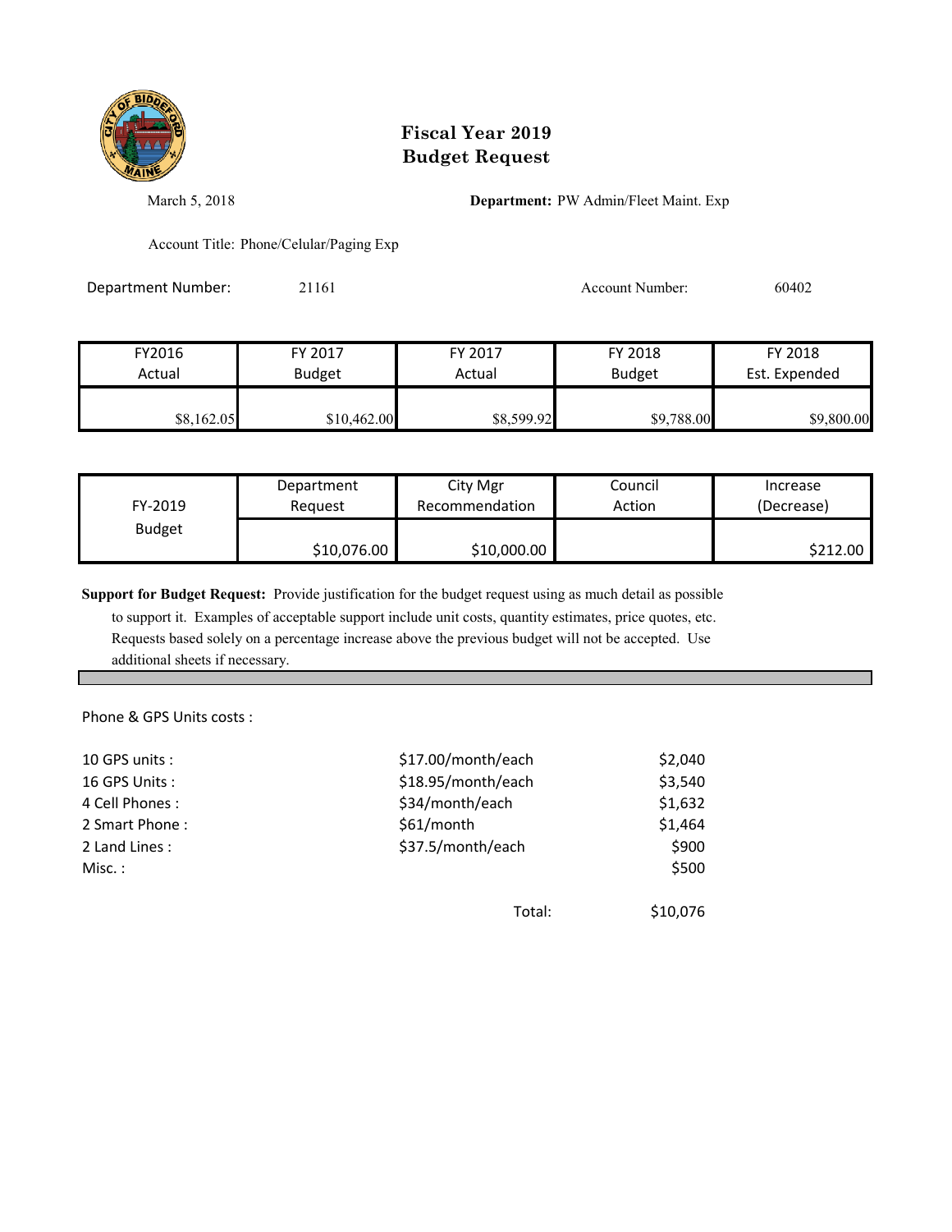# Fiscal Year 2019
# Budget Request

March 5, 2018

**Department:** PW Admin/Fleet Maint. Exp

Account Title: Phone/Celular/Paging Exp

Department Number: 21161

Account Number: 60402

| FY2016 Actual | FY 2017 Budget | FY 2017 Actual | FY 2018 Budget | FY 2018 Est. Expended |
|---|---|---|---|---|
| $8,162.05 | $10,462.00 | $8,599.92 | $9,788.00 | $9,800.00 |

| FY-2019 Budget | Department Request | City Mgr Recommendation | Council Action | Increase (Decrease) |
|---|---|---|---|---|
| | $10,076.00 | $10,000.00 | | $212.00 |

**Support for Budget Request:** Provide justification for the budget request using as much detail as possible to support it. Examples of acceptable support include unit costs, quantity estimates, price quotes, etc. Requests based solely on a percentage increase above the previous budget will not be accepted. Use additional sheets if necessary.

Phone & GPS Units costs :

| | | |
|---|---|---|
| 10 GPS units : | $17.00/month/each | $2,040 |
| 16 GPS Units : | $18.95/month/each | $3,540 |
| 4 Cell Phones : | $34/month/each | $1,632 |
| 2 Smart Phone : | $61/month | $1,464 |
| 2 Land Lines : | $37.5/month/each | $900 |
| Misc. : | | $500 |
| | Total: | $10,076 |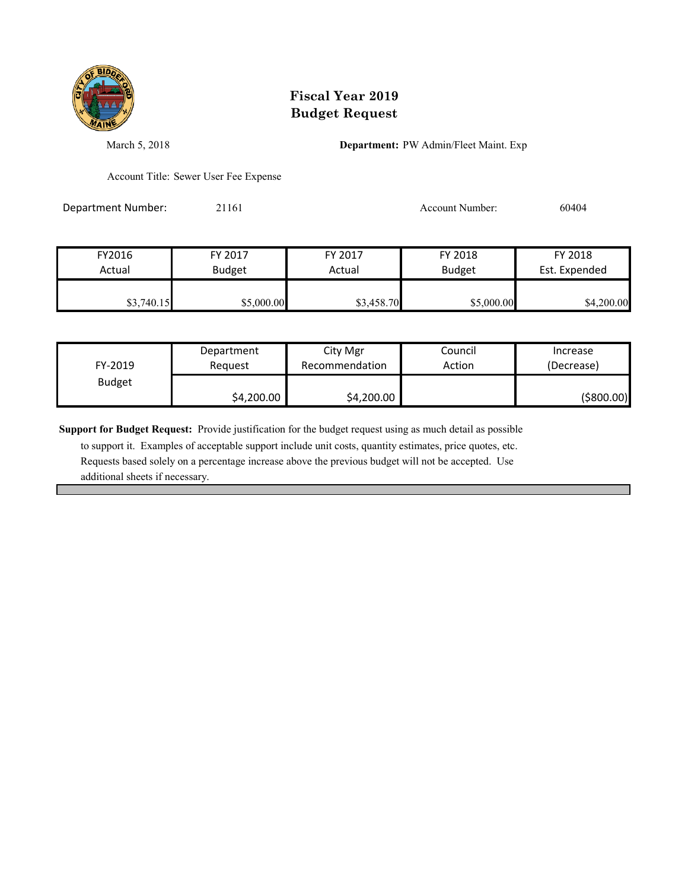# Fiscal Year 2019
# Budget Request

March 5, 2018

**Department:** PW Admin/Fleet Maint. Exp

Account Title: Sewer User Fee Expense

Department Number: 21161

Account Number: 60404

| FY2016 Actual | FY 2017 Budget | FY 2017 Actual | FY 2018 Budget | FY 2018 Est. Expended |
|---|---|---|---|---|
| $3,740.15 | $5,000.00 | $3,458.70 | $5,000.00 | $4,200.00 |

| FY-2019 Budget | Department Request | City Mgr Recommendation | Council Action | Increase (Decrease) |
|---|---|---|---|---|
| | $4,200.00 | $4,200.00 | | ($800.00) |

**Support for Budget Request:** Provide justification for the budget request using as much detail as possible to support it. Examples of acceptable support include unit costs, quantity estimates, price quotes, etc. Requests based solely on a percentage increase above the previous budget will not be accepted. Use additional sheets if necessary.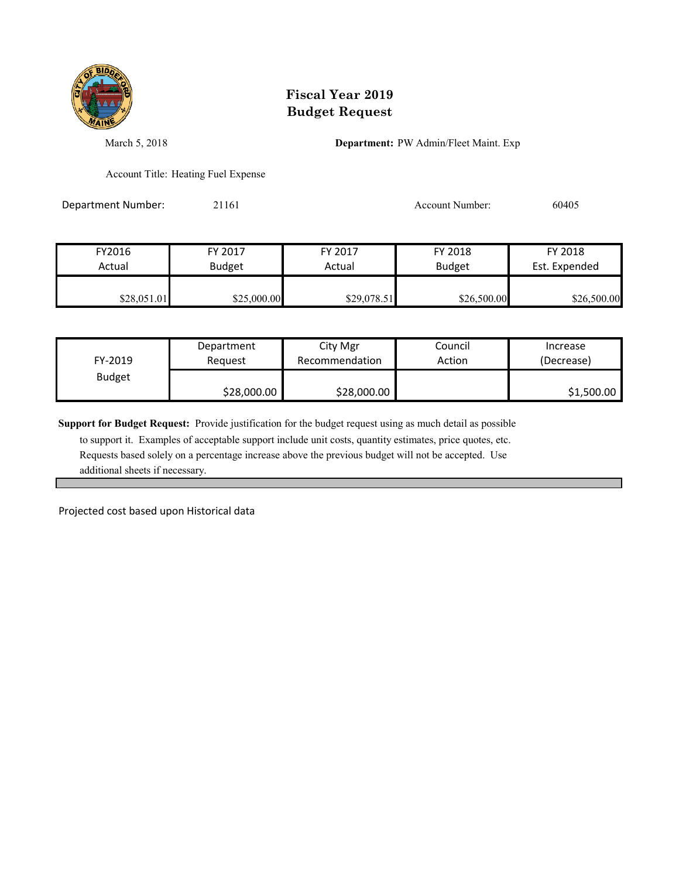# Fiscal Year 2019
# Budget Request

March 5, 2018

**Department:** PW Admin/Fleet Maint. Exp

Account Title: Heating Fuel Expense

Department Number: 21161

Account Number: 60405

| FY2016 Actual | FY 2017 Budget | FY 2017 Actual | FY 2018 Budget | FY 2018 Est. Expended |
|---|---|---|---|---|
| $28,051.01 | $25,000.00 | $29,078.51 | $26,500.00 | $26,500.00 |

| FY-2019 Budget | Department Request | City Mgr Recommendation | Council Action | Increase (Decrease) |
|---|---|---|---|---|
| | $28,000.00 | $28,000.00 | | $1,500.00 |

**Support for Budget Request:** Provide justification for the budget request using as much detail as possible to support it. Examples of acceptable support include unit costs, quantity estimates, price quotes, etc. Requests based solely on a percentage increase above the previous budget will not be accepted. Use additional sheets if necessary.

Projected cost based upon Historical data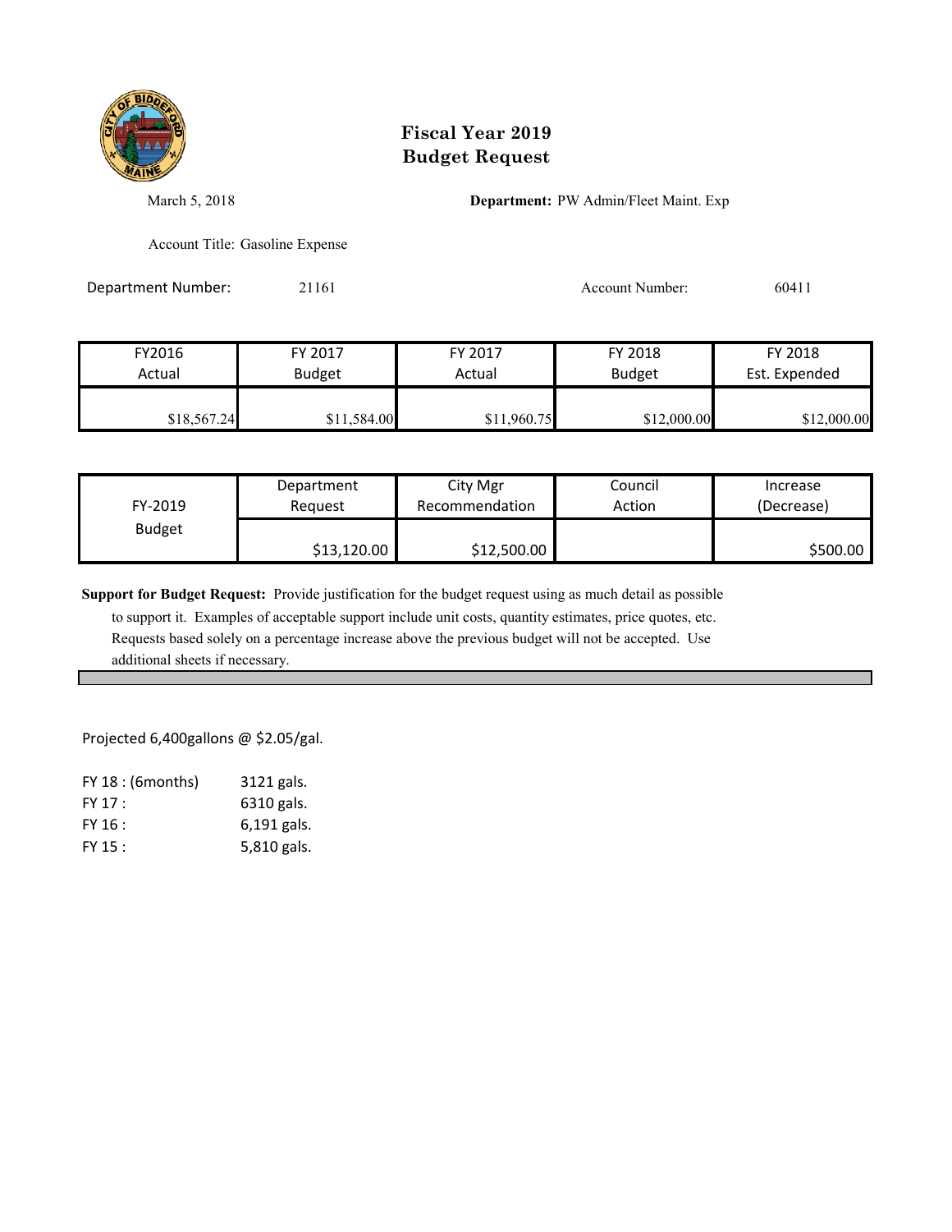# Fiscal Year 2019
# Budget Request

March 5, 2018

**Department:** PW Admin/Fleet Maint. Exp

Account Title: Gasoline Expense

Department Number: 21161

Account Number: 60411

| FY2016 Actual | FY 2017 Budget | FY 2017 Actual | FY 2018 Budget | FY 2018 Est. Expended |
|---|---|---|---|---|
| $18,567.24 | $11,584.00 | $11,960.75 | $12,000.00 | $12,000.00 |

| FY-2019 Budget | Department Request | City Mgr Recommendation | Council Action | Increase (Decrease) |
|---|---|---|---|---|
| | $13,120.00 | $12,500.00 | | $500.00 |

**Support for Budget Request:** Provide justification for the budget request using as much detail as possible to support it. Examples of acceptable support include unit costs, quantity estimates, price quotes, etc. Requests based solely on a percentage increase above the previous budget will not be accepted. Use additional sheets if necessary.

Projected 6,400gallons @ $2.05/gal.

FY 18 : (6months) 3121 gals.
FY 17 : 6310 gals.
FY 16 : 6,191 gals.
FY 15 : 5,810 gals.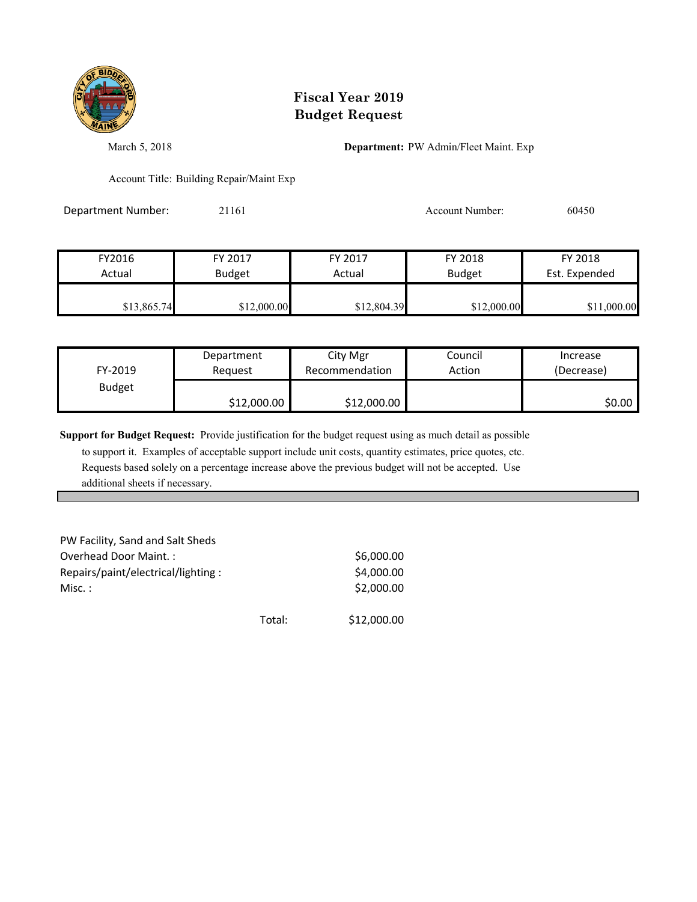# Fiscal Year 2019
# Budget Request

March 5, 2018

**Department:** PW Admin/Fleet Maint. Exp

Account Title: Building Repair/Maint Exp

Department Number: 21161

Account Number: 60450

| FY2016 Actual | FY 2017 Budget | FY 2017 Actual | FY 2018 Budget | FY 2018 Est. Expended |
|---|---|---|---|---|
| $13,865.74 | $12,000.00 | $12,804.39 | $12,000.00 | $11,000.00 |

| FY-2019 Budget | Department Request | City Mgr Recommendation | Council Action | Increase (Decrease) |
|---|---|---|---|---|
| | $12,000.00 | $12,000.00 | | $0.00 |

**Support for Budget Request:** Provide justification for the budget request using as much detail as possible to support it. Examples of acceptable support include unit costs, quantity estimates, price quotes, etc. Requests based solely on a percentage increase above the previous budget will not be accepted. Use additional sheets if necessary.

PW Facility, Sand and Salt Sheds

| | |
|---|---|
| Overhead Door Maint. : | $6,000.00 |
| Repairs/paint/electrical/lighting : | $4,000.00 |
| Misc. : | $2,000.00 |
| Total: | $12,000.00 |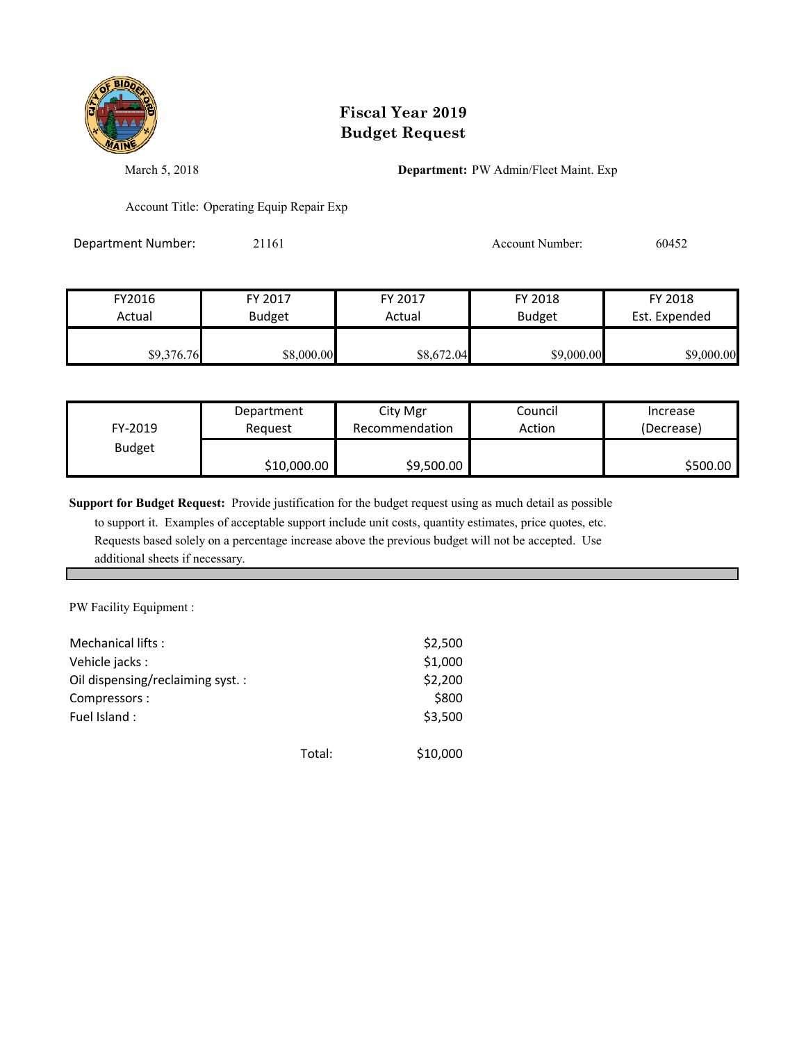# Fiscal Year 2019
# Budget Request

March 5, 2018

**Department:** PW Admin/Fleet Maint. Exp

Account Title: Operating Equip Repair Exp

Department Number: 21161

Account Number: 60452

| FY2016 Actual | FY 2017 Budget | FY 2017 Actual | FY 2018 Budget | FY 2018 Est. Expended |
|---|---|---|---|---|
| $9,376.76 | $8,000.00 | $8,672.04 | $9,000.00 | $9,000.00 |

| FY-2019 Budget | Department Request | City Mgr Recommendation | Council Action | Increase (Decrease) |
|---|---|---|---|---|
| | $10,000.00 | $9,500.00 | | $500.00 |

**Support for Budget Request:** Provide justification for the budget request using as much detail as possible to support it. Examples of acceptable support include unit costs, quantity estimates, price quotes, etc. Requests based solely on a percentage increase above the previous budget will not be accepted. Use additional sheets if necessary.

PW Facility Equipment :

| | |
|---|---|
| Mechanical lifts : | $2,500 |
| Vehicle jacks : | $1,000 |
| Oil dispensing/reclaiming syst. : | $2,200 |
| Compressors : | $800 |
| Fuel Island : | $3,500 |
| Total: | $10,000 |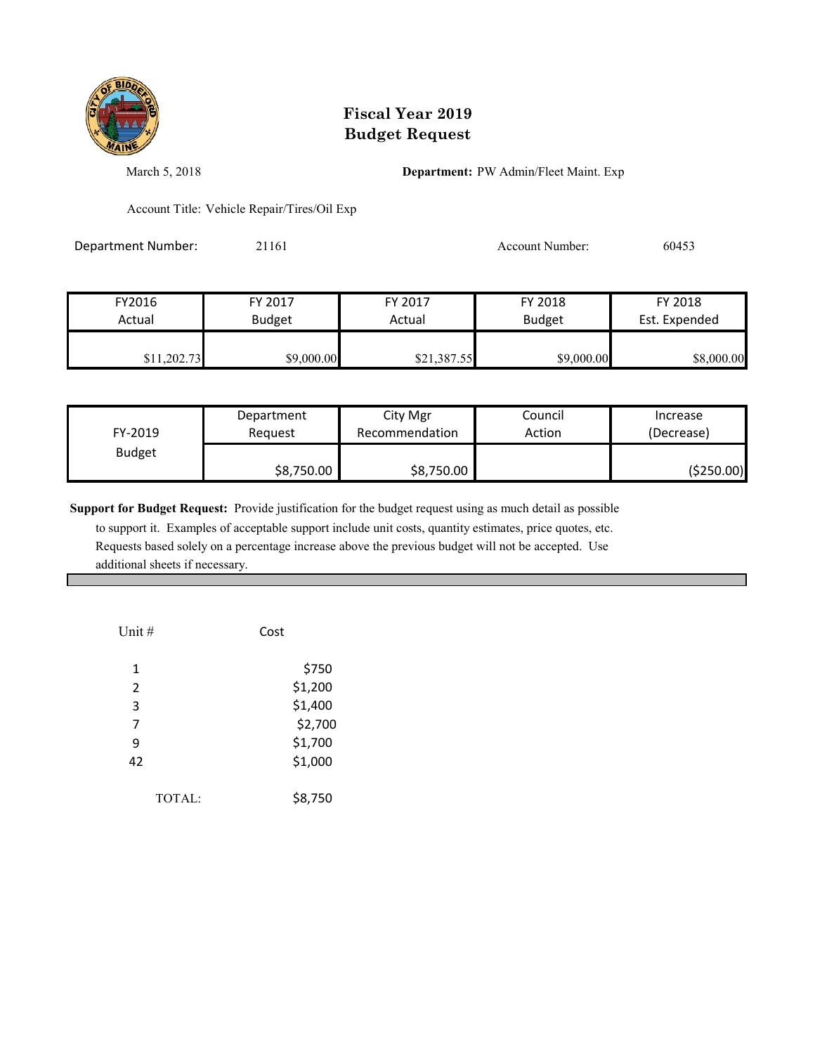# Fiscal Year 2019 Budget Request

March 5, 2018

**Department:** PW Admin/Fleet Maint. Exp

Account Title: Vehicle Repair/Tires/Oil Exp

Department Number: 21161

Account Number: 60453

| FY2016 Actual | FY 2017 Budget | FY 2017 Actual | FY 2018 Budget | FY 2018 Est. Expended |
|---|---|---|---|---|
| $11,202.73 | $9,000.00 | $21,387.55 | $9,000.00 | $8,000.00 |

| FY-2019 Budget | Department Request | City Mgr Recommendation | Council Action | Increase (Decrease) |
|---|---|---|---|---|
| | $8,750.00 | $8,750.00 | | ($250.00) |

**Support for Budget Request:** Provide justification for the budget request using as much detail as possible to support it. Examples of acceptable support include unit costs, quantity estimates, price quotes, etc. Requests based solely on a percentage increase above the previous budget will not be accepted. Use additional sheets if necessary.

| Unit # | Cost |
|---|---|
| 1 | $750 |
| 2 | $1,200 |
| 3 | $1,400 |
| 7 | $2,700 |
| 9 | $1,700 |
| 42 | $1,000 |
| TOTAL: | $8,750 |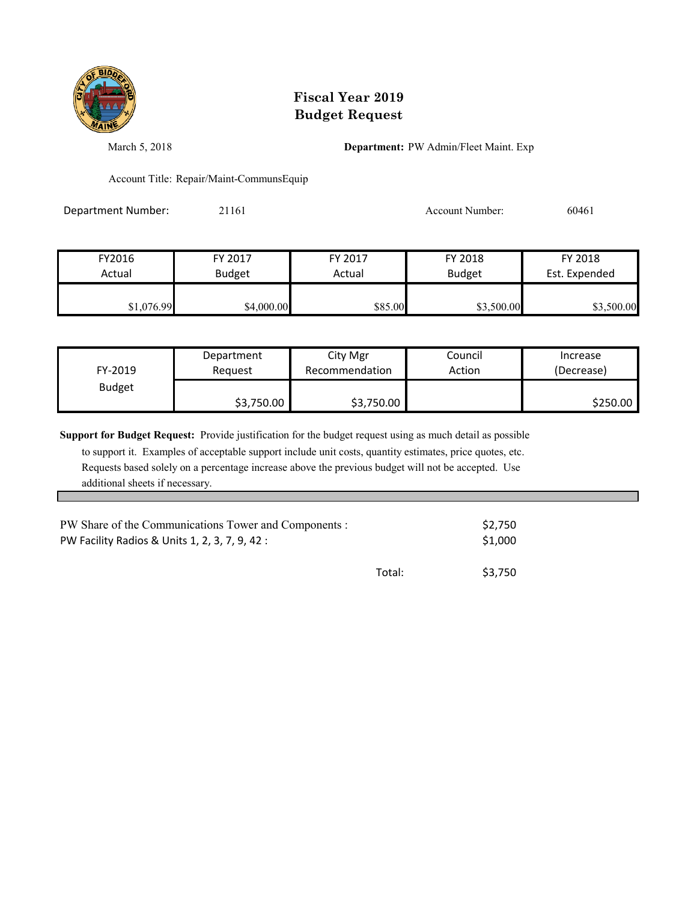# Fiscal Year 2019 Budget Request

March 5, 2018

**Department:** PW Admin/Fleet Maint. Exp

Account Title: Repair/Maint-CommunsEquip

Department Number: 21161

Account Number: 60461

| FY2016 Actual | FY 2017 Budget | FY 2017 Actual | FY 2018 Budget | FY 2018 Est. Expended |
|---|---|---|---|---|
| $1,076.99 | $4,000.00 | $85.00 | $3,500.00 | $3,500.00 |

| FY-2019 Budget | Department Request | City Mgr Recommendation | Council Action | Increase (Decrease) |
|---|---|---|---|---|
| | $3,750.00 | $3,750.00 | | $250.00 |

**Support for Budget Request:** Provide justification for the budget request using as much detail as possible to support it. Examples of acceptable support include unit costs, quantity estimates, price quotes, etc. Requests based solely on a percentage increase above the previous budget will not be accepted. Use additional sheets if necessary.

| | |
|---|---|
| PW Share of the Communications Tower and Components : | $2,750 |
| PW Facility Radios & Units 1, 2, 3, 7, 9, 42 : | $1,000 |
| Total: | $3,750 |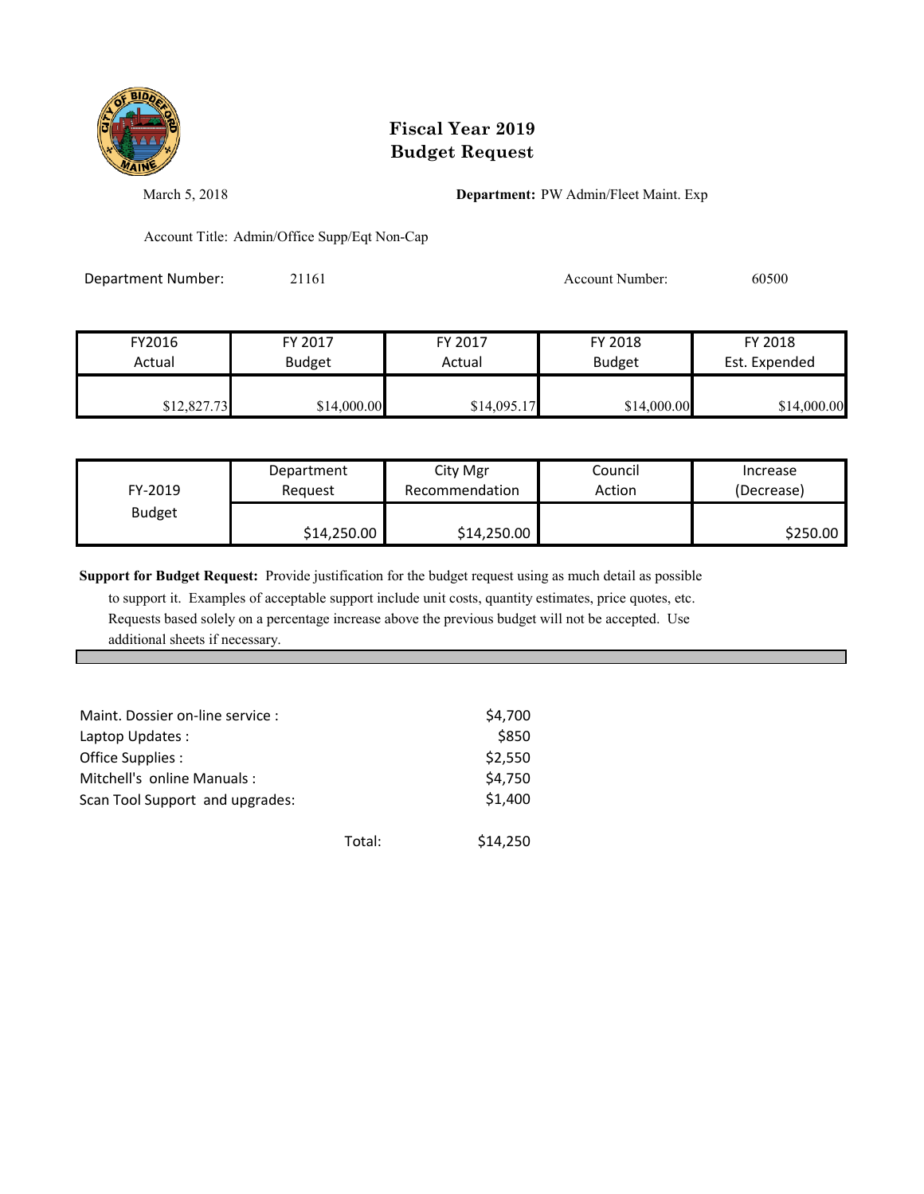# Fiscal Year 2019
# Budget Request

March 5, 2018

**Department:** PW Admin/Fleet Maint. Exp

Account Title: Admin/Office Supp/Eqt Non-Cap

Department Number: 21161

Account Number: 60500

| FY2016 Actual | FY 2017 Budget | FY 2017 Actual | FY 2018 Budget | FY 2018 Est. Expended |
|---|---|---|---|---|
| $12,827.73 | $14,000.00 | $14,095.17 | $14,000.00 | $14,000.00 |

| FY-2019 Budget | Department Request | City Mgr Recommendation | Council Action | Increase (Decrease) |
|---|---|---|---|---|
| | $14,250.00 | $14,250.00 | | $250.00 |

**Support for Budget Request:** Provide justification for the budget request using as much detail as possible to support it. Examples of acceptable support include unit costs, quantity estimates, price quotes, etc. Requests based solely on a percentage increase above the previous budget will not be accepted. Use additional sheets if necessary.

| | |
|---|---|
| Maint. Dossier on-line service : | $4,700 |
| Laptop Updates : | $850 |
| Office Supplies : | $2,550 |
| Mitchell's online Manuals : | $4,750 |
| Scan Tool Support and upgrades: | $1,400 |
| Total: | $14,250 |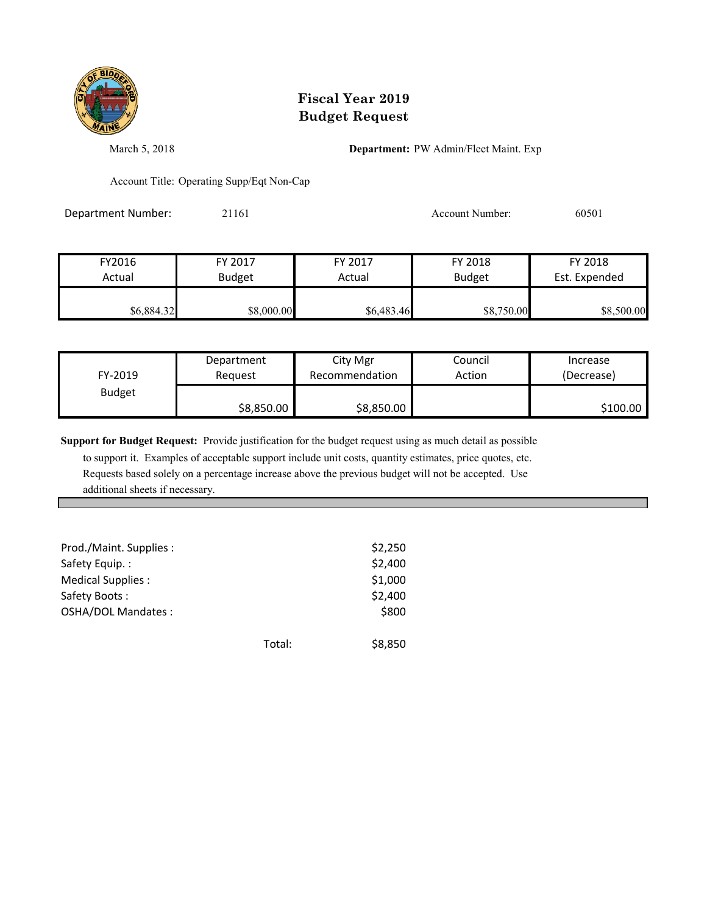# Fiscal Year 2019
# Budget Request

March 5, 2018

**Department:** PW Admin/Fleet Maint. Exp

Account Title: Operating Supp/Eqt Non-Cap

Department Number: 21161

Account Number: 60501

| FY2016 Actual | FY 2017 Budget | FY 2017 Actual | FY 2018 Budget | FY 2018 Est. Expended |
|---|---|---|---|---|
| $6,884.32 | $8,000.00 | $6,483.46 | $8,750.00 | $8,500.00 |

| FY-2019 Budget | Department Request | City Mgr Recommendation | Council Action | Increase (Decrease) |
|---|---|---|---|---|
| | $8,850.00 | $8,850.00 | | $100.00 |

**Support for Budget Request:** Provide justification for the budget request using as much detail as possible to support it. Examples of acceptable support include unit costs, quantity estimates, price quotes, etc. Requests based solely on a percentage increase above the previous budget will not be accepted. Use additional sheets if necessary.

| | |
|---|---|
| Prod./Maint. Supplies : | $2,250 |
| Safety Equip. : | $2,400 |
| Medical Supplies : | $1,000 |
| Safety Boots : | $2,400 |
| OSHA/DOL Mandates : | $800 |
| Total: | $8,850 |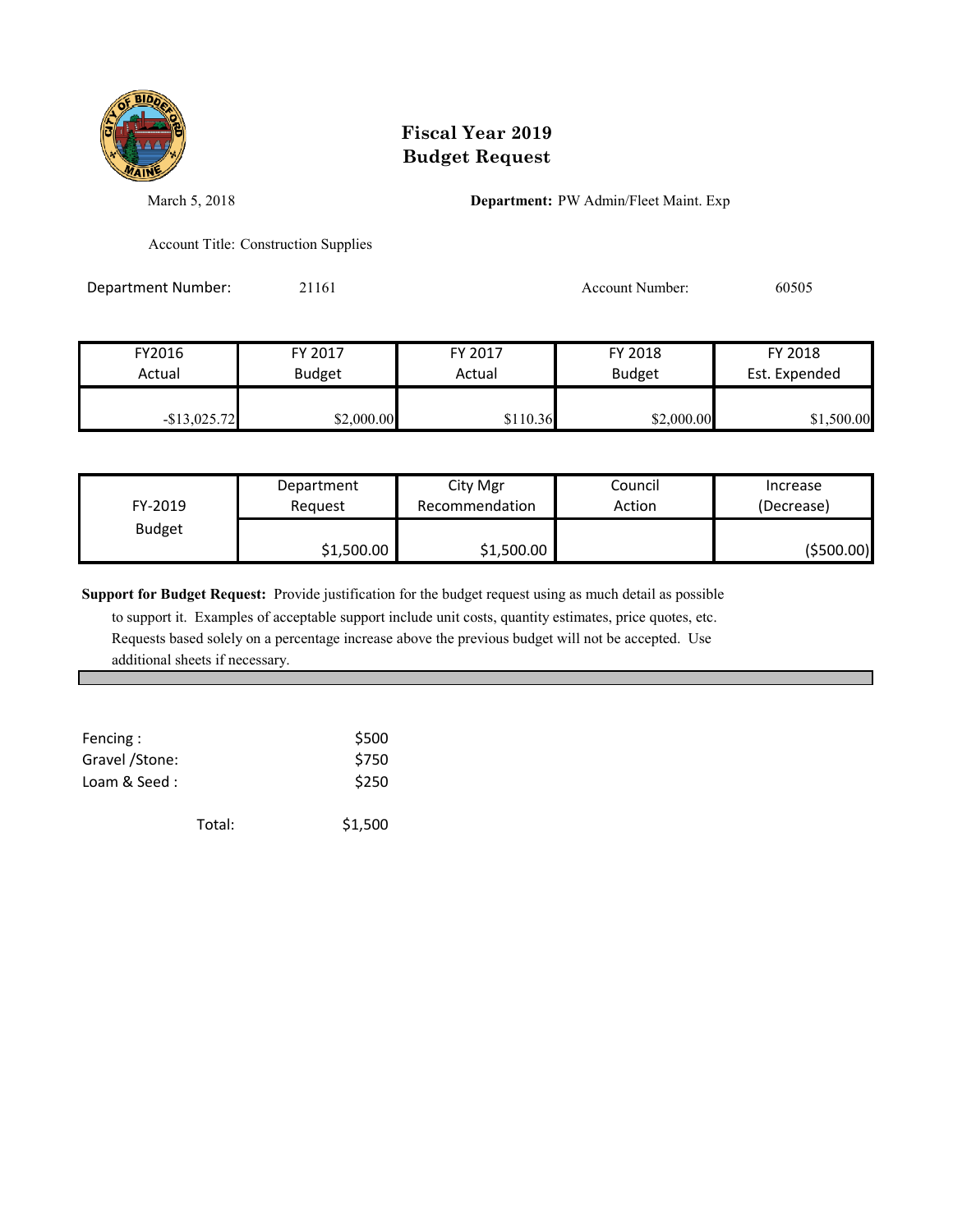# Fiscal Year 2019
# Budget Request

March 5, 2018 **Department:** PW Admin/Fleet Maint. Exp

Account Title: Construction Supplies

Department Number: 21161 Account Number: 60505

| FY2016 Actual | FY 2017 Budget | FY 2017 Actual | FY 2018 Budget | FY 2018 Est. Expended |
|---|---|---|---|---|
| -$13,025.72 | $2,000.00 | $110.36 | $2,000.00 | $1,500.00 |

| FY-2019 Budget | Department Request | City Mgr Recommendation | Council Action | Increase (Decrease) |
|---|---|---|---|---|
| | $1,500.00 | $1,500.00 | | ($500.00) |

**Support for Budget Request:** Provide justification for the budget request using as much detail as possible to support it. Examples of acceptable support include unit costs, quantity estimates, price quotes, etc. Requests based solely on a percentage increase above the previous budget will not be accepted. Use additional sheets if necessary.

| | |
|---|---|
| Fencing : | $500 |
| Gravel /Stone: | $750 |
| Loam & Seed : | $250 |
| Total: | $1,500 |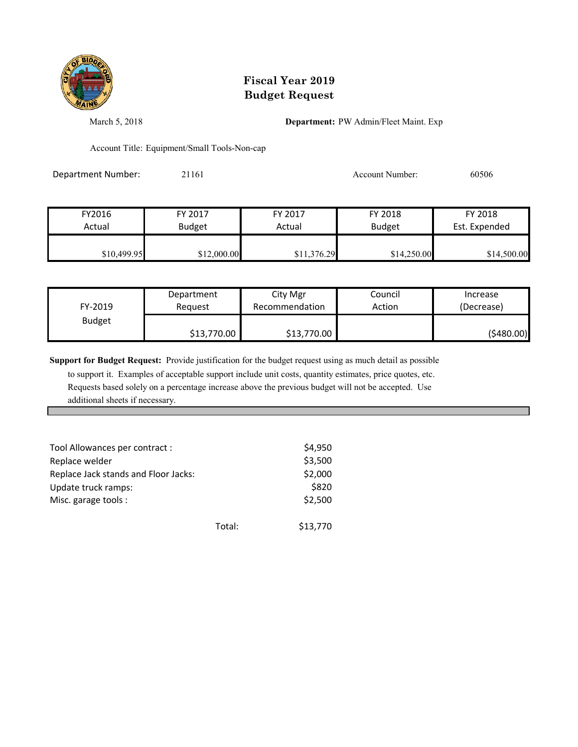# Fiscal Year 2019
# Budget Request

March 5, 2018

**Department:** PW Admin/Fleet Maint. Exp

Account Title: Equipment/Small Tools-Non-cap

Department Number: 21161

Account Number: 60506

| FY2016 Actual | FY 2017 Budget | FY 2017 Actual | FY 2018 Budget | FY 2018 Est. Expended |
|---|---|---|---|---|
| $10,499.95 | $12,000.00 | $11,376.29 | $14,250.00 | $14,500.00 |

| FY-2019 Budget | Department Request | City Mgr Recommendation | Council Action | Increase (Decrease) |
|---|---|---|---|---|
| | $13,770.00 | $13,770.00 | | ($480.00) |

**Support for Budget Request:** Provide justification for the budget request using as much detail as possible to support it. Examples of acceptable support include unit costs, quantity estimates, price quotes, etc. Requests based solely on a percentage increase above the previous budget will not be accepted. Use additional sheets if necessary.

| Item | Amount |
|---|---|
| Tool Allowances per contract : | $4,950 |
| Replace welder | $3,500 |
| Replace Jack stands and Floor Jacks: | $2,000 |
| Update truck ramps: | $820 |
| Misc. garage tools : | $2,500 |
| Total: | $13,770 |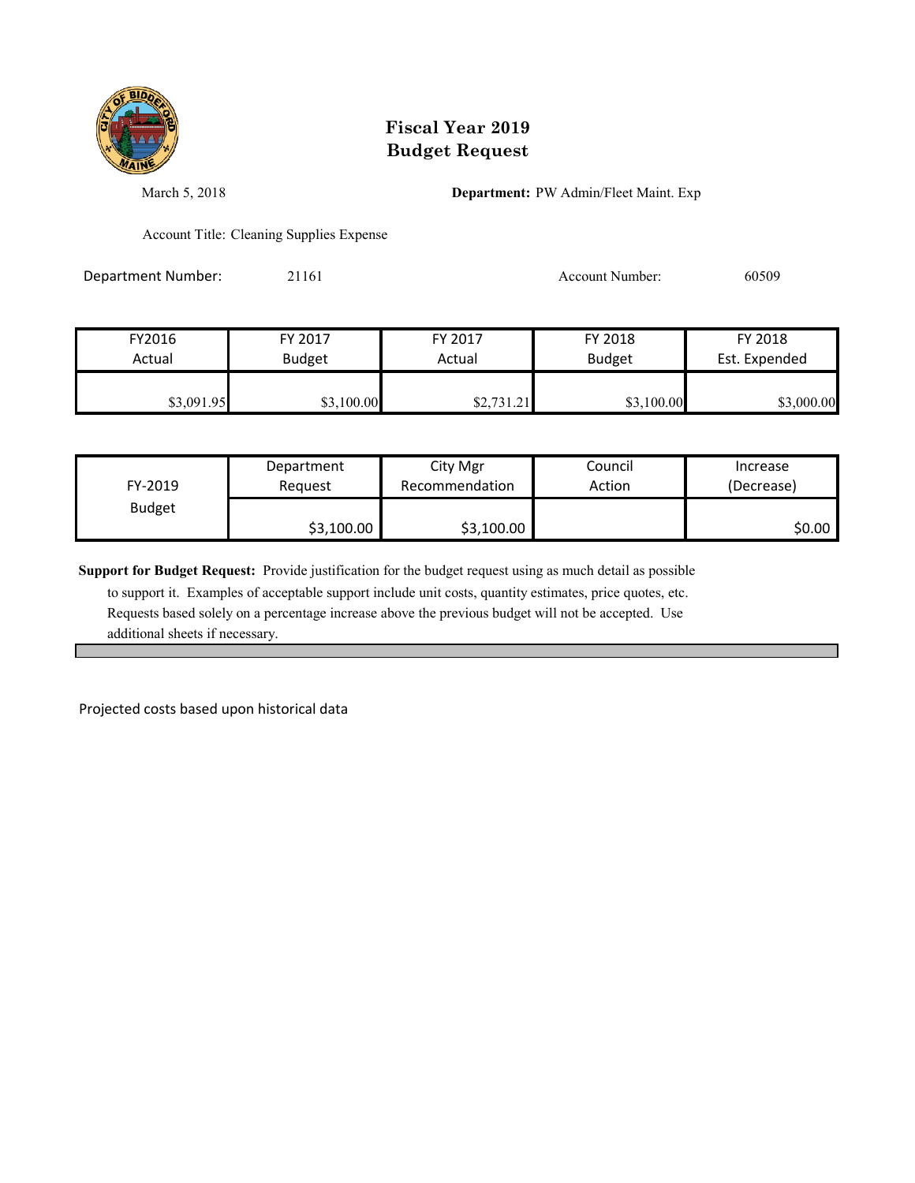# Fiscal Year 2019
# Budget Request

March 5, 2018

**Department:** PW Admin/Fleet Maint. Exp

Account Title: Cleaning Supplies Expense

Department Number: 21161

Account Number: 60509

| FY2016 Actual | FY 2017 Budget | FY 2017 Actual | FY 2018 Budget | FY 2018 Est. Expended |
|---|---|---|---|---|
| $3,091.95 | $3,100.00 | $2,731.21 | $3,100.00 | $3,000.00 |

| FY-2019 Budget | Department Request | City Mgr Recommendation | Council Action | Increase (Decrease) |
|---|---|---|---|---|
| | $3,100.00 | $3,100.00 | | $0.00 |

**Support for Budget Request:** Provide justification for the budget request using as much detail as possible to support it. Examples of acceptable support include unit costs, quantity estimates, price quotes, etc. Requests based solely on a percentage increase above the previous budget will not be accepted. Use additional sheets if necessary.

Projected costs based upon historical data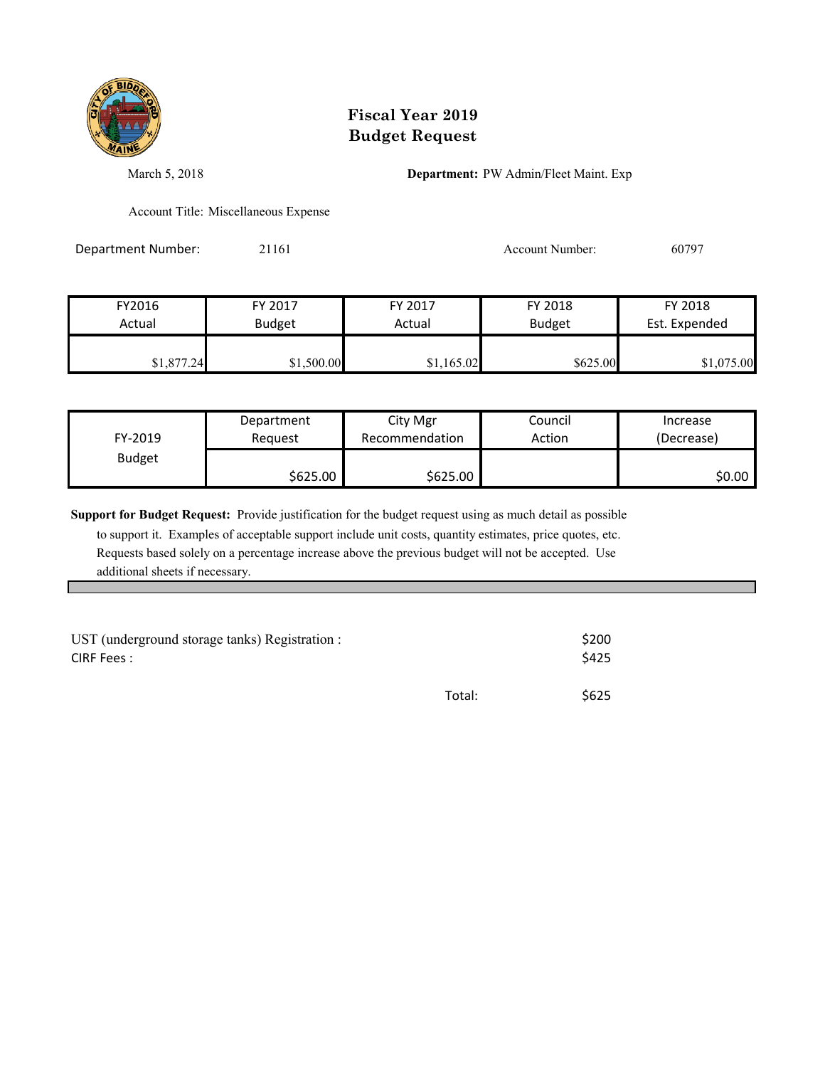# Fiscal Year 2019
# Budget Request

March 5, 2018

**Department:** PW Admin/Fleet Maint. Exp

Account Title: Miscellaneous Expense

Department Number: 21161

Account Number: 60797

| FY2016 Actual | FY 2017 Budget | FY 2017 Actual | FY 2018 Budget | FY 2018 Est. Expended |
|---|---|---|---|---|
| $1,877.24 | $1,500.00 | $1,165.02 | $625.00 | $1,075.00 |

| FY-2019 Budget | Department Request | City Mgr Recommendation | Council Action | Increase (Decrease) |
|---|---|---|---|---|
| | $625.00 | $625.00 | | $0.00 |

**Support for Budget Request:** Provide justification for the budget request using as much detail as possible to support it. Examples of acceptable support include unit costs, quantity estimates, price quotes, etc. Requests based solely on a percentage increase above the previous budget will not be accepted. Use additional sheets if necessary.

| | |
|---|---|
| UST (underground storage tanks) Registration : | $200 |
| CIRF Fees : | $425 |
| Total: | $625 |